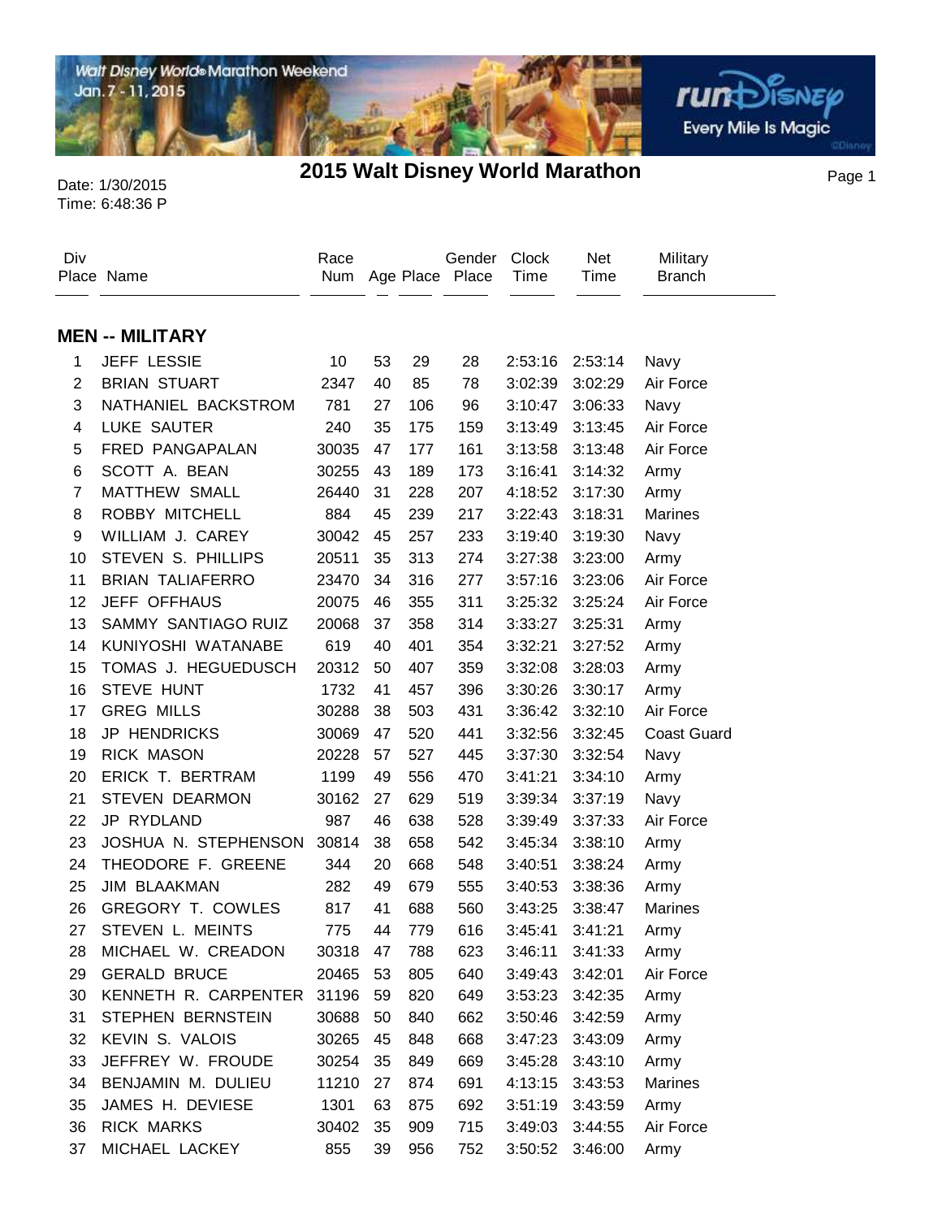# 2015 Walt Disney World Marathon

Date: 1/30/2015
Time: 6:48:36 P

## MEN -- MILITARY

| Div Place | Name | Race Num | Age | Place | Gender Place | Clock Time | Net Time | Military Branch |
|---|---|---|---|---|---|---|---|---|
| 1 | JEFF LESSIE | 10 | 53 | 29 | 28 | 2:53:16 | 2:53:14 | Navy |
| 2 | BRIAN STUART | 2347 | 40 | 85 | 78 | 3:02:39 | 3:02:29 | Air Force |
| 3 | NATHANIEL BACKSTROM | 781 | 27 | 106 | 96 | 3:10:47 | 3:06:33 | Navy |
| 4 | LUKE SAUTER | 240 | 35 | 175 | 159 | 3:13:49 | 3:13:45 | Air Force |
| 5 | FRED PANGAPALAN | 30035 | 47 | 177 | 161 | 3:13:58 | 3:13:48 | Air Force |
| 6 | SCOTT A. BEAN | 30255 | 43 | 189 | 173 | 3:16:41 | 3:14:32 | Army |
| 7 | MATTHEW SMALL | 26440 | 31 | 228 | 207 | 4:18:52 | 3:17:30 | Army |
| 8 | ROBBY MITCHELL | 884 | 45 | 239 | 217 | 3:22:43 | 3:18:31 | Marines |
| 9 | WILLIAM J. CAREY | 30042 | 45 | 257 | 233 | 3:19:40 | 3:19:30 | Navy |
| 10 | STEVEN S. PHILLIPS | 20511 | 35 | 313 | 274 | 3:27:38 | 3:23:00 | Army |
| 11 | BRIAN TALIAFERRO | 23470 | 34 | 316 | 277 | 3:57:16 | 3:23:06 | Air Force |
| 12 | JEFF OFFHAUS | 20075 | 46 | 355 | 311 | 3:25:32 | 3:25:24 | Air Force |
| 13 | SAMMY SANTIAGO RUIZ | 20068 | 37 | 358 | 314 | 3:33:27 | 3:25:31 | Army |
| 14 | KUNIYOSHI WATANABE | 619 | 40 | 401 | 354 | 3:32:21 | 3:27:52 | Army |
| 15 | TOMAS J. HEGUEDUSCH | 20312 | 50 | 407 | 359 | 3:32:08 | 3:28:03 | Army |
| 16 | STEVE HUNT | 1732 | 41 | 457 | 396 | 3:30:26 | 3:30:17 | Army |
| 17 | GREG MILLS | 30288 | 38 | 503 | 431 | 3:36:42 | 3:32:10 | Air Force |
| 18 | JP HENDRICKS | 30069 | 47 | 520 | 441 | 3:32:56 | 3:32:45 | Coast Guard |
| 19 | RICK MASON | 20228 | 57 | 527 | 445 | 3:37:30 | 3:32:54 | Navy |
| 20 | ERICK T. BERTRAM | 1199 | 49 | 556 | 470 | 3:41:21 | 3:34:10 | Army |
| 21 | STEVEN DEARMON | 30162 | 27 | 629 | 519 | 3:39:34 | 3:37:19 | Navy |
| 22 | JP RYDLAND | 987 | 46 | 638 | 528 | 3:39:49 | 3:37:33 | Air Force |
| 23 | JOSHUA N. STEPHENSON | 30814 | 38 | 658 | 542 | 3:45:34 | 3:38:10 | Army |
| 24 | THEODORE F. GREENE | 344 | 20 | 668 | 548 | 3:40:51 | 3:38:24 | Army |
| 25 | JIM BLAAKMAN | 282 | 49 | 679 | 555 | 3:40:53 | 3:38:36 | Army |
| 26 | GREGORY T. COWLES | 817 | 41 | 688 | 560 | 3:43:25 | 3:38:47 | Marines |
| 27 | STEVEN L. MEINTS | 775 | 44 | 779 | 616 | 3:45:41 | 3:41:21 | Army |
| 28 | MICHAEL W. CREADON | 30318 | 47 | 788 | 623 | 3:46:11 | 3:41:33 | Army |
| 29 | GERALD BRUCE | 20465 | 53 | 805 | 640 | 3:49:43 | 3:42:01 | Air Force |
| 30 | KENNETH R. CARPENTER | 31196 | 59 | 820 | 649 | 3:53:23 | 3:42:35 | Army |
| 31 | STEPHEN BERNSTEIN | 30688 | 50 | 840 | 662 | 3:50:46 | 3:42:59 | Army |
| 32 | KEVIN S. VALOIS | 30265 | 45 | 848 | 668 | 3:47:23 | 3:43:09 | Army |
| 33 | JEFFREY W. FROUDE | 30254 | 35 | 849 | 669 | 3:45:28 | 3:43:10 | Army |
| 34 | BENJAMIN M. DULIEU | 11210 | 27 | 874 | 691 | 4:13:15 | 3:43:53 | Marines |
| 35 | JAMES H. DEVIESE | 1301 | 63 | 875 | 692 | 3:51:19 | 3:43:59 | Army |
| 36 | RICK MARKS | 30402 | 35 | 909 | 715 | 3:49:03 | 3:44:55 | Air Force |
| 37 | MICHAEL LACKEY | 855 | 39 | 956 | 752 | 3:50:52 | 3:46:00 | Army |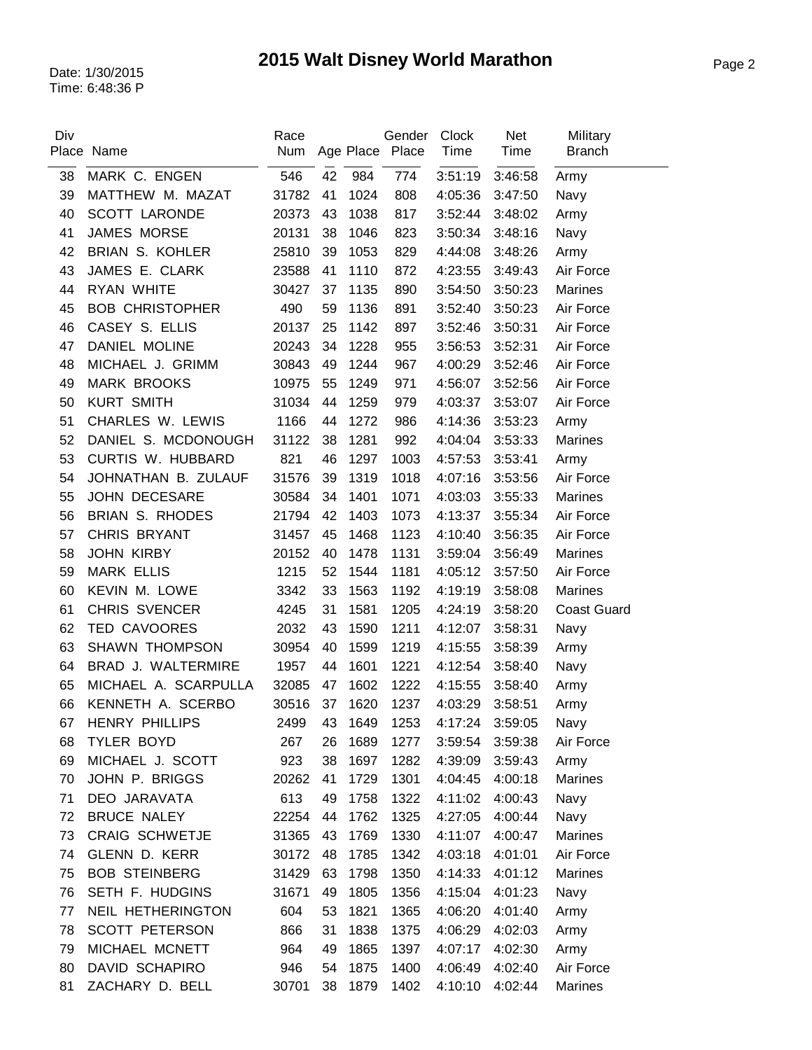# 2015 Walt Disney World Marathon

Date: 1/30/2015
Time: 6:48:36 P

| Div Place | Name | Race Num | Age | Place | Gender Place | Clock Time | Net Time | Military Branch |
|---|---|---|---|---|---|---|---|---|
| 38 | MARK C. ENGEN | 546 | 42 | 984 | 774 | 3:51:19 | 3:46:58 | Army |
| 39 | MATTHEW M. MAZAT | 31782 | 41 | 1024 | 808 | 4:05:36 | 3:47:50 | Navy |
| 40 | SCOTT LARONDE | 20373 | 43 | 1038 | 817 | 3:52:44 | 3:48:02 | Army |
| 41 | JAMES MORSE | 20131 | 38 | 1046 | 823 | 3:50:34 | 3:48:16 | Navy |
| 42 | BRIAN S. KOHLER | 25810 | 39 | 1053 | 829 | 4:44:08 | 3:48:26 | Army |
| 43 | JAMES E. CLARK | 23588 | 41 | 1110 | 872 | 4:23:55 | 3:49:43 | Air Force |
| 44 | RYAN WHITE | 30427 | 37 | 1135 | 890 | 3:54:50 | 3:50:23 | Marines |
| 45 | BOB CHRISTOPHER | 490 | 59 | 1136 | 891 | 3:52:40 | 3:50:23 | Air Force |
| 46 | CASEY S. ELLIS | 20137 | 25 | 1142 | 897 | 3:52:46 | 3:50:31 | Air Force |
| 47 | DANIEL MOLINE | 20243 | 34 | 1228 | 955 | 3:56:53 | 3:52:31 | Air Force |
| 48 | MICHAEL J. GRIMM | 30843 | 49 | 1244 | 967 | 4:00:29 | 3:52:46 | Air Force |
| 49 | MARK BROOKS | 10975 | 55 | 1249 | 971 | 4:56:07 | 3:52:56 | Air Force |
| 50 | KURT SMITH | 31034 | 44 | 1259 | 979 | 4:03:37 | 3:53:07 | Air Force |
| 51 | CHARLES W. LEWIS | 1166 | 44 | 1272 | 986 | 4:14:36 | 3:53:23 | Army |
| 52 | DANIEL S. MCDONOUGH | 31122 | 38 | 1281 | 992 | 4:04:04 | 3:53:33 | Marines |
| 53 | CURTIS W. HUBBARD | 821 | 46 | 1297 | 1003 | 4:57:53 | 3:53:41 | Army |
| 54 | JOHNATHAN B. ZULAUF | 31576 | 39 | 1319 | 1018 | 4:07:16 | 3:53:56 | Air Force |
| 55 | JOHN DECESARE | 30584 | 34 | 1401 | 1071 | 4:03:03 | 3:55:33 | Marines |
| 56 | BRIAN S. RHODES | 21794 | 42 | 1403 | 1073 | 4:13:37 | 3:55:34 | Air Force |
| 57 | CHRIS BRYANT | 31457 | 45 | 1468 | 1123 | 4:10:40 | 3:56:35 | Air Force |
| 58 | JOHN KIRBY | 20152 | 40 | 1478 | 1131 | 3:59:04 | 3:56:49 | Marines |
| 59 | MARK ELLIS | 1215 | 52 | 1544 | 1181 | 4:05:12 | 3:57:50 | Air Force |
| 60 | KEVIN M. LOWE | 3342 | 33 | 1563 | 1192 | 4:19:19 | 3:58:08 | Marines |
| 61 | CHRIS SVENCER | 4245 | 31 | 1581 | 1205 | 4:24:19 | 3:58:20 | Coast Guard |
| 62 | TED CAVOORES | 2032 | 43 | 1590 | 1211 | 4:12:07 | 3:58:31 | Navy |
| 63 | SHAWN THOMPSON | 30954 | 40 | 1599 | 1219 | 4:15:55 | 3:58:39 | Army |
| 64 | BRAD J. WALTERMIRE | 1957 | 44 | 1601 | 1221 | 4:12:54 | 3:58:40 | Navy |
| 65 | MICHAEL A. SCARPULLA | 32085 | 47 | 1602 | 1222 | 4:15:55 | 3:58:40 | Army |
| 66 | KENNETH A. SCERBO | 30516 | 37 | 1620 | 1237 | 4:03:29 | 3:58:51 | Army |
| 67 | HENRY PHILLIPS | 2499 | 43 | 1649 | 1253 | 4:17:24 | 3:59:05 | Navy |
| 68 | TYLER BOYD | 267 | 26 | 1689 | 1277 | 3:59:54 | 3:59:38 | Air Force |
| 69 | MICHAEL J. SCOTT | 923 | 38 | 1697 | 1282 | 4:39:09 | 3:59:43 | Army |
| 70 | JOHN P. BRIGGS | 20262 | 41 | 1729 | 1301 | 4:04:45 | 4:00:18 | Marines |
| 71 | DEO JARAVATA | 613 | 49 | 1758 | 1322 | 4:11:02 | 4:00:43 | Navy |
| 72 | BRUCE NALEY | 22254 | 44 | 1762 | 1325 | 4:27:05 | 4:00:44 | Navy |
| 73 | CRAIG SCHWETJE | 31365 | 43 | 1769 | 1330 | 4:11:07 | 4:00:47 | Marines |
| 74 | GLENN D. KERR | 30172 | 48 | 1785 | 1342 | 4:03:18 | 4:01:01 | Air Force |
| 75 | BOB STEINBERG | 31429 | 63 | 1798 | 1350 | 4:14:33 | 4:01:12 | Marines |
| 76 | SETH F. HUDGINS | 31671 | 49 | 1805 | 1356 | 4:15:04 | 4:01:23 | Navy |
| 77 | NEIL HETHERINGTON | 604 | 53 | 1821 | 1365 | 4:06:20 | 4:01:40 | Army |
| 78 | SCOTT PETERSON | 866 | 31 | 1838 | 1375 | 4:06:29 | 4:02:03 | Army |
| 79 | MICHAEL MCNETT | 964 | 49 | 1865 | 1397 | 4:07:17 | 4:02:30 | Army |
| 80 | DAVID SCHAPIRO | 946 | 54 | 1875 | 1400 | 4:06:49 | 4:02:40 | Air Force |
| 81 | ZACHARY D. BELL | 30701 | 38 | 1879 | 1402 | 4:10:10 | 4:02:44 | Marines |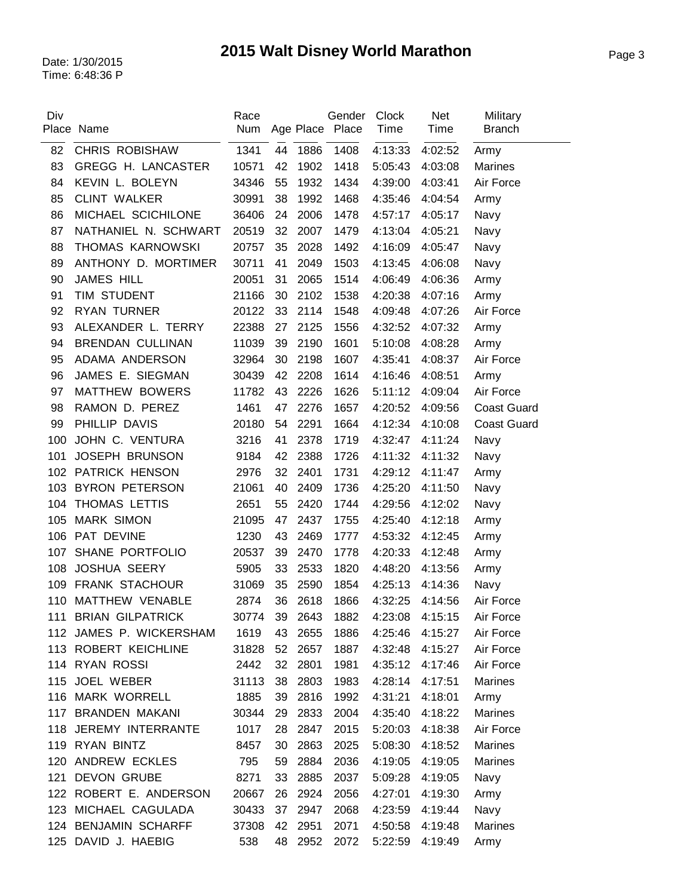# 2015 Walt Disney World Marathon

Date: 1/30/2015
Time: 6:48:36 P

| Div Place | Name | Race Num | Age | Place | Gender Place | Clock Time | Net Time | Military Branch |
|---|---|---|---|---|---|---|---|---|
| 82 | CHRIS ROBISHAW | 1341 | 44 | 1886 | 1408 | 4:13:33 | 4:02:52 | Army |
| 83 | GREGG H. LANCASTER | 10571 | 42 | 1902 | 1418 | 5:05:43 | 4:03:08 | Marines |
| 84 | KEVIN L. BOLEYN | 34346 | 55 | 1932 | 1434 | 4:39:00 | 4:03:41 | Air Force |
| 85 | CLINT WALKER | 30991 | 38 | 1992 | 1468 | 4:35:46 | 4:04:54 | Army |
| 86 | MICHAEL SCICHILONE | 36406 | 24 | 2006 | 1478 | 4:57:17 | 4:05:17 | Navy |
| 87 | NATHANIEL N. SCHWART | 20519 | 32 | 2007 | 1479 | 4:13:04 | 4:05:21 | Navy |
| 88 | THOMAS KARNOWSKI | 20757 | 35 | 2028 | 1492 | 4:16:09 | 4:05:47 | Navy |
| 89 | ANTHONY D. MORTIMER | 30711 | 41 | 2049 | 1503 | 4:13:45 | 4:06:08 | Navy |
| 90 | JAMES HILL | 20051 | 31 | 2065 | 1514 | 4:06:49 | 4:06:36 | Army |
| 91 | TIM STUDENT | 21166 | 30 | 2102 | 1538 | 4:20:38 | 4:07:16 | Army |
| 92 | RYAN TURNER | 20122 | 33 | 2114 | 1548 | 4:09:48 | 4:07:26 | Air Force |
| 93 | ALEXANDER L. TERRY | 22388 | 27 | 2125 | 1556 | 4:32:52 | 4:07:32 | Army |
| 94 | BRENDAN CULLINAN | 11039 | 39 | 2190 | 1601 | 5:10:08 | 4:08:28 | Army |
| 95 | ADAMA ANDERSON | 32964 | 30 | 2198 | 1607 | 4:35:41 | 4:08:37 | Air Force |
| 96 | JAMES E. SIEGMAN | 30439 | 42 | 2208 | 1614 | 4:16:46 | 4:08:51 | Army |
| 97 | MATTHEW BOWERS | 11782 | 43 | 2226 | 1626 | 5:11:12 | 4:09:04 | Air Force |
| 98 | RAMON D. PEREZ | 1461 | 47 | 2276 | 1657 | 4:20:52 | 4:09:56 | Coast Guard |
| 99 | PHILLIP DAVIS | 20180 | 54 | 2291 | 1664 | 4:12:34 | 4:10:08 | Coast Guard |
| 100 | JOHN C. VENTURA | 3216 | 41 | 2378 | 1719 | 4:32:47 | 4:11:24 | Navy |
| 101 | JOSEPH BRUNSON | 9184 | 42 | 2388 | 1726 | 4:11:32 | 4:11:32 | Navy |
| 102 | PATRICK HENSON | 2976 | 32 | 2401 | 1731 | 4:29:12 | 4:11:47 | Army |
| 103 | BYRON PETERSON | 21061 | 40 | 2409 | 1736 | 4:25:20 | 4:11:50 | Navy |
| 104 | THOMAS LETTIS | 2651 | 55 | 2420 | 1744 | 4:29:56 | 4:12:02 | Navy |
| 105 | MARK SIMON | 21095 | 47 | 2437 | 1755 | 4:25:40 | 4:12:18 | Army |
| 106 | PAT DEVINE | 1230 | 43 | 2469 | 1777 | 4:53:32 | 4:12:45 | Army |
| 107 | SHANE PORTFOLIO | 20537 | 39 | 2470 | 1778 | 4:20:33 | 4:12:48 | Army |
| 108 | JOSHUA SEERY | 5905 | 33 | 2533 | 1820 | 4:48:20 | 4:13:56 | Army |
| 109 | FRANK STACHOUR | 31069 | 35 | 2590 | 1854 | 4:25:13 | 4:14:36 | Navy |
| 110 | MATTHEW VENABLE | 2874 | 36 | 2618 | 1866 | 4:32:25 | 4:14:56 | Air Force |
| 111 | BRIAN GILPATRICK | 30774 | 39 | 2643 | 1882 | 4:23:08 | 4:15:15 | Air Force |
| 112 | JAMES P. WICKERSHAM | 1619 | 43 | 2655 | 1886 | 4:25:46 | 4:15:27 | Air Force |
| 113 | ROBERT KEICHLINE | 31828 | 52 | 2657 | 1887 | 4:32:48 | 4:15:27 | Air Force |
| 114 | RYAN ROSSI | 2442 | 32 | 2801 | 1981 | 4:35:12 | 4:17:46 | Air Force |
| 115 | JOEL WEBER | 31113 | 38 | 2803 | 1983 | 4:28:14 | 4:17:51 | Marines |
| 116 | MARK WORRELL | 1885 | 39 | 2816 | 1992 | 4:31:21 | 4:18:01 | Army |
| 117 | BRANDEN MAKANI | 30344 | 29 | 2833 | 2004 | 4:35:40 | 4:18:22 | Marines |
| 118 | JEREMY INTERRANTE | 1017 | 28 | 2847 | 2015 | 5:20:03 | 4:18:38 | Air Force |
| 119 | RYAN BINTZ | 8457 | 30 | 2863 | 2025 | 5:08:30 | 4:18:52 | Marines |
| 120 | ANDREW ECKLES | 795 | 59 | 2884 | 2036 | 4:19:05 | 4:19:05 | Marines |
| 121 | DEVON GRUBE | 8271 | 33 | 2885 | 2037 | 5:09:28 | 4:19:05 | Navy |
| 122 | ROBERT E. ANDERSON | 20667 | 26 | 2924 | 2056 | 4:27:01 | 4:19:30 | Army |
| 123 | MICHAEL CAGULADA | 30433 | 37 | 2947 | 2068 | 4:23:59 | 4:19:44 | Navy |
| 124 | BENJAMIN SCHARFF | 37308 | 42 | 2951 | 2071 | 4:50:58 | 4:19:48 | Marines |
| 125 | DAVID J. HAEBIG | 538 | 48 | 2952 | 2072 | 5:22:59 | 4:19:49 | Army |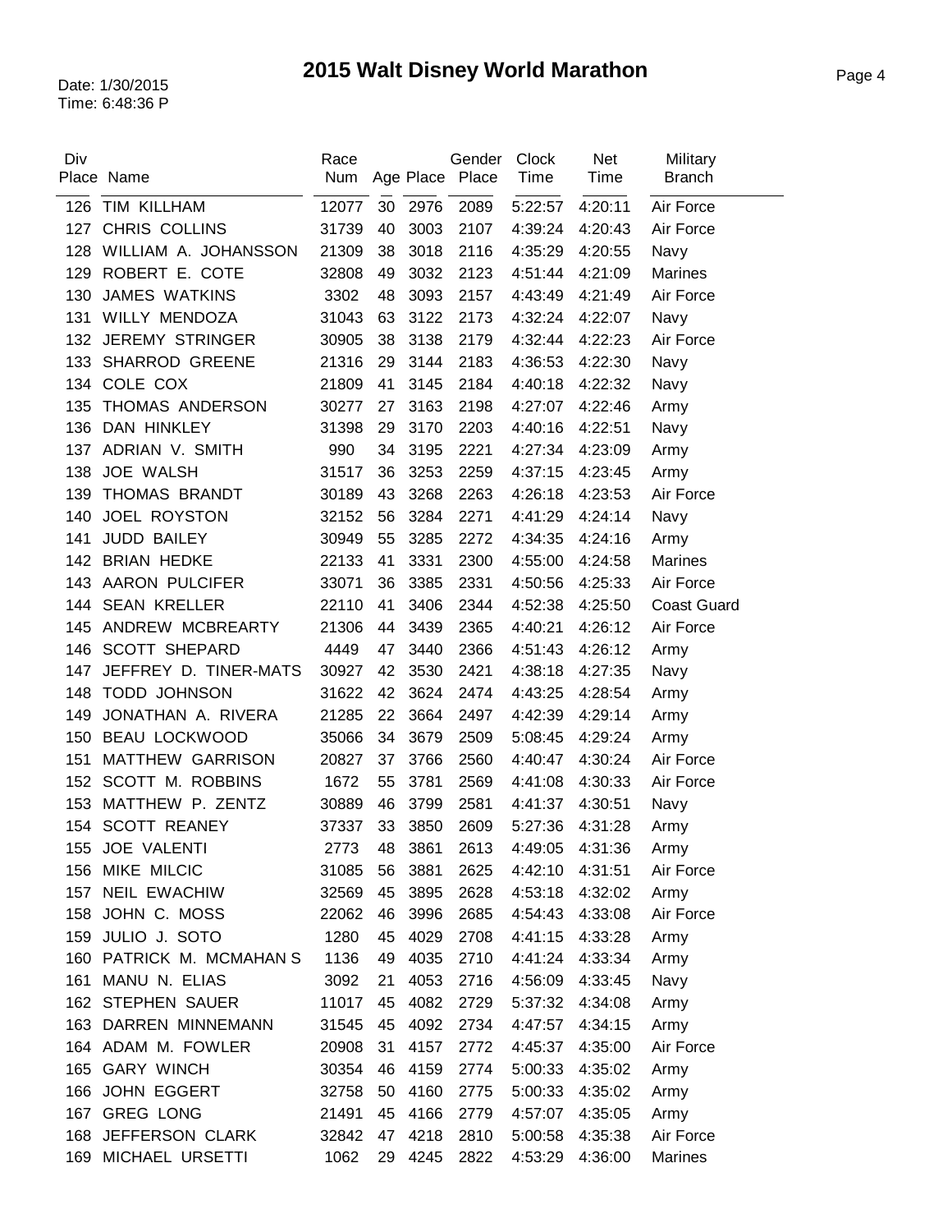# 2015 Walt Disney World Marathon

Date: 1/30/2015
Time: 6:48:36 P

| Div Place | Name | Race Num | Age | Place | Gender Place | Clock Time | Net Time | Military Branch |
|---|---|---|---|---|---|---|---|---|
| 126 | TIM KILLHAM | 12077 | 30 | 2976 | 2089 | 5:22:57 | 4:20:11 | Air Force |
| 127 | CHRIS COLLINS | 31739 | 40 | 3003 | 2107 | 4:39:24 | 4:20:43 | Air Force |
| 128 | WILLIAM A. JOHANSSON | 21309 | 38 | 3018 | 2116 | 4:35:29 | 4:20:55 | Navy |
| 129 | ROBERT E. COTE | 32808 | 49 | 3032 | 2123 | 4:51:44 | 4:21:09 | Marines |
| 130 | JAMES WATKINS | 3302 | 48 | 3093 | 2157 | 4:43:49 | 4:21:49 | Air Force |
| 131 | WILLY MENDOZA | 31043 | 63 | 3122 | 2173 | 4:32:24 | 4:22:07 | Navy |
| 132 | JEREMY STRINGER | 30905 | 38 | 3138 | 2179 | 4:32:44 | 4:22:23 | Air Force |
| 133 | SHARROD GREENE | 21316 | 29 | 3144 | 2183 | 4:36:53 | 4:22:30 | Navy |
| 134 | COLE COX | 21809 | 41 | 3145 | 2184 | 4:40:18 | 4:22:32 | Navy |
| 135 | THOMAS ANDERSON | 30277 | 27 | 3163 | 2198 | 4:27:07 | 4:22:46 | Army |
| 136 | DAN HINKLEY | 31398 | 29 | 3170 | 2203 | 4:40:16 | 4:22:51 | Navy |
| 137 | ADRIAN V. SMITH | 990 | 34 | 3195 | 2221 | 4:27:34 | 4:23:09 | Army |
| 138 | JOE WALSH | 31517 | 36 | 3253 | 2259 | 4:37:15 | 4:23:45 | Army |
| 139 | THOMAS BRANDT | 30189 | 43 | 3268 | 2263 | 4:26:18 | 4:23:53 | Air Force |
| 140 | JOEL ROYSTON | 32152 | 56 | 3284 | 2271 | 4:41:29 | 4:24:14 | Navy |
| 141 | JUDD BAILEY | 30949 | 55 | 3285 | 2272 | 4:34:35 | 4:24:16 | Army |
| 142 | BRIAN HEDKE | 22133 | 41 | 3331 | 2300 | 4:55:00 | 4:24:58 | Marines |
| 143 | AARON PULCIFER | 33071 | 36 | 3385 | 2331 | 4:50:56 | 4:25:33 | Air Force |
| 144 | SEAN KRELLER | 22110 | 41 | 3406 | 2344 | 4:52:38 | 4:25:50 | Coast Guard |
| 145 | ANDREW MCBREARTY | 21306 | 44 | 3439 | 2365 | 4:40:21 | 4:26:12 | Air Force |
| 146 | SCOTT SHEPARD | 4449 | 47 | 3440 | 2366 | 4:51:43 | 4:26:12 | Army |
| 147 | JEFFREY D. TINER-MATS | 30927 | 42 | 3530 | 2421 | 4:38:18 | 4:27:35 | Navy |
| 148 | TODD JOHNSON | 31622 | 42 | 3624 | 2474 | 4:43:25 | 4:28:54 | Army |
| 149 | JONATHAN A. RIVERA | 21285 | 22 | 3664 | 2497 | 4:42:39 | 4:29:14 | Army |
| 150 | BEAU LOCKWOOD | 35066 | 34 | 3679 | 2509 | 5:08:45 | 4:29:24 | Army |
| 151 | MATTHEW GARRISON | 20827 | 37 | 3766 | 2560 | 4:40:47 | 4:30:24 | Air Force |
| 152 | SCOTT M. ROBBINS | 1672 | 55 | 3781 | 2569 | 4:41:08 | 4:30:33 | Air Force |
| 153 | MATTHEW P. ZENTZ | 30889 | 46 | 3799 | 2581 | 4:41:37 | 4:30:51 | Navy |
| 154 | SCOTT REANEY | 37337 | 33 | 3850 | 2609 | 5:27:36 | 4:31:28 | Army |
| 155 | JOE VALENTI | 2773 | 48 | 3861 | 2613 | 4:49:05 | 4:31:36 | Army |
| 156 | MIKE MILCIC | 31085 | 56 | 3881 | 2625 | 4:42:10 | 4:31:51 | Air Force |
| 157 | NEIL EWACHIW | 32569 | 45 | 3895 | 2628 | 4:53:18 | 4:32:02 | Army |
| 158 | JOHN C. MOSS | 22062 | 46 | 3996 | 2685 | 4:54:43 | 4:33:08 | Air Force |
| 159 | JULIO J. SOTO | 1280 | 45 | 4029 | 2708 | 4:41:15 | 4:33:28 | Army |
| 160 | PATRICK M. MCMAHAN S | 1136 | 49 | 4035 | 2710 | 4:41:24 | 4:33:34 | Army |
| 161 | MANU N. ELIAS | 3092 | 21 | 4053 | 2716 | 4:56:09 | 4:33:45 | Navy |
| 162 | STEPHEN SAUER | 11017 | 45 | 4082 | 2729 | 5:37:32 | 4:34:08 | Army |
| 163 | DARREN MINNEMANN | 31545 | 45 | 4092 | 2734 | 4:47:57 | 4:34:15 | Army |
| 164 | ADAM M. FOWLER | 20908 | 31 | 4157 | 2772 | 4:45:37 | 4:35:00 | Air Force |
| 165 | GARY WINCH | 30354 | 46 | 4159 | 2774 | 5:00:33 | 4:35:02 | Army |
| 166 | JOHN EGGERT | 32758 | 50 | 4160 | 2775 | 5:00:33 | 4:35:02 | Army |
| 167 | GREG LONG | 21491 | 45 | 4166 | 2779 | 4:57:07 | 4:35:05 | Army |
| 168 | JEFFERSON CLARK | 32842 | 47 | 4218 | 2810 | 5:00:58 | 4:35:38 | Air Force |
| 169 | MICHAEL URSETTI | 1062 | 29 | 4245 | 2822 | 4:53:29 | 4:36:00 | Marines |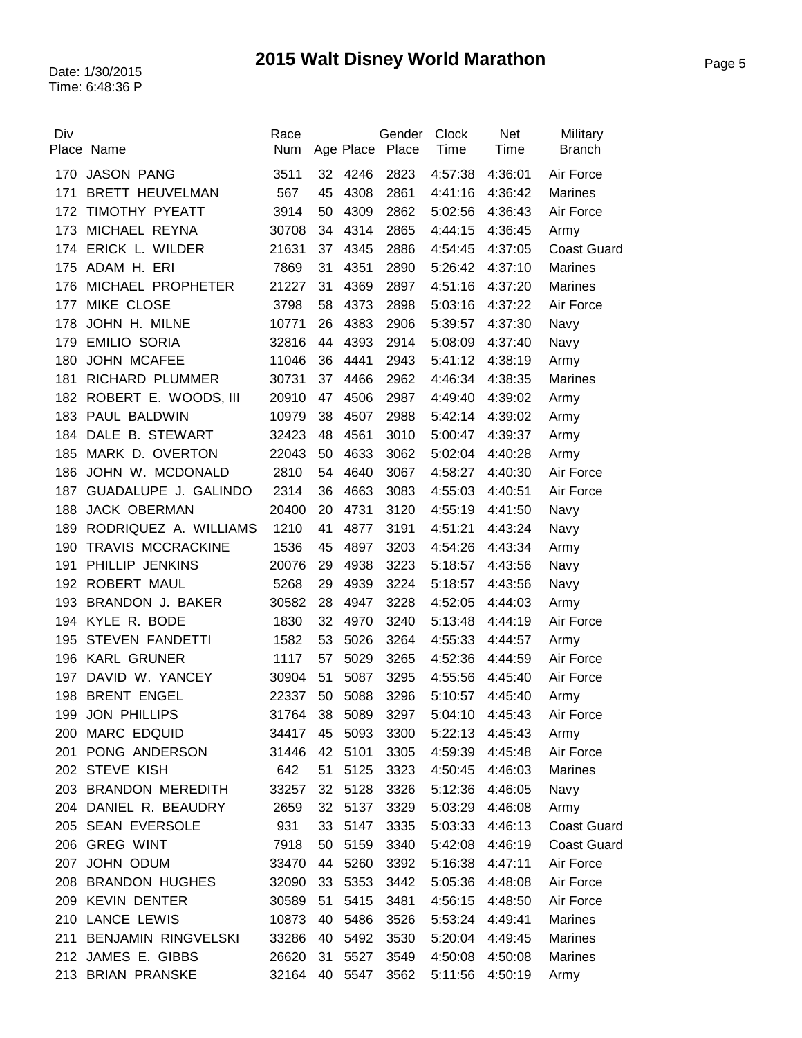# 2015 Walt Disney World Marathon

Date: 1/30/2015
Time: 6:48:36 P

| Div Place | Name | Race Num | Age | Place | Gender Place | Clock Time | Net Time | Military Branch |
|---|---|---|---|---|---|---|---|---|
| 170 | JASON PANG | 3511 | 32 | 4246 | 2823 | 4:57:38 | 4:36:01 | Air Force |
| 171 | BRETT HEUVELMAN | 567 | 45 | 4308 | 2861 | 4:41:16 | 4:36:42 | Marines |
| 172 | TIMOTHY PYEATT | 3914 | 50 | 4309 | 2862 | 5:02:56 | 4:36:43 | Air Force |
| 173 | MICHAEL REYNA | 30708 | 34 | 4314 | 2865 | 4:44:15 | 4:36:45 | Army |
| 174 | ERICK L. WILDER | 21631 | 37 | 4345 | 2886 | 4:54:45 | 4:37:05 | Coast Guard |
| 175 | ADAM H. ERI | 7869 | 31 | 4351 | 2890 | 5:26:42 | 4:37:10 | Marines |
| 176 | MICHAEL PROPHETER | 21227 | 31 | 4369 | 2897 | 4:51:16 | 4:37:20 | Marines |
| 177 | MIKE CLOSE | 3798 | 58 | 4373 | 2898 | 5:03:16 | 4:37:22 | Air Force |
| 178 | JOHN H. MILNE | 10771 | 26 | 4383 | 2906 | 5:39:57 | 4:37:30 | Navy |
| 179 | EMILIO SORIA | 32816 | 44 | 4393 | 2914 | 5:08:09 | 4:37:40 | Navy |
| 180 | JOHN MCAFEE | 11046 | 36 | 4441 | 2943 | 5:41:12 | 4:38:19 | Army |
| 181 | RICHARD PLUMMER | 30731 | 37 | 4466 | 2962 | 4:46:34 | 4:38:35 | Marines |
| 182 | ROBERT E. WOODS, III | 20910 | 47 | 4506 | 2987 | 4:49:40 | 4:39:02 | Army |
| 183 | PAUL BALDWIN | 10979 | 38 | 4507 | 2988 | 5:42:14 | 4:39:02 | Army |
| 184 | DALE B. STEWART | 32423 | 48 | 4561 | 3010 | 5:00:47 | 4:39:37 | Army |
| 185 | MARK D. OVERTON | 22043 | 50 | 4633 | 3062 | 5:02:04 | 4:40:28 | Army |
| 186 | JOHN W. MCDONALD | 2810 | 54 | 4640 | 3067 | 4:58:27 | 4:40:30 | Air Force |
| 187 | GUADALUPE J. GALINDO | 2314 | 36 | 4663 | 3083 | 4:55:03 | 4:40:51 | Air Force |
| 188 | JACK OBERMAN | 20400 | 20 | 4731 | 3120 | 4:55:19 | 4:41:50 | Navy |
| 189 | RODRIQUEZ A. WILLIAMS | 1210 | 41 | 4877 | 3191 | 4:51:21 | 4:43:24 | Navy |
| 190 | TRAVIS MCCRACKINE | 1536 | 45 | 4897 | 3203 | 4:54:26 | 4:43:34 | Army |
| 191 | PHILLIP JENKINS | 20076 | 29 | 4938 | 3223 | 5:18:57 | 4:43:56 | Navy |
| 192 | ROBERT MAUL | 5268 | 29 | 4939 | 3224 | 5:18:57 | 4:43:56 | Navy |
| 193 | BRANDON J. BAKER | 30582 | 28 | 4947 | 3228 | 4:52:05 | 4:44:03 | Army |
| 194 | KYLE R. BODE | 1830 | 32 | 4970 | 3240 | 5:13:48 | 4:44:19 | Air Force |
| 195 | STEVEN FANDETTI | 1582 | 53 | 5026 | 3264 | 4:55:33 | 4:44:57 | Army |
| 196 | KARL GRUNER | 1117 | 57 | 5029 | 3265 | 4:52:36 | 4:44:59 | Air Force |
| 197 | DAVID W. YANCEY | 30904 | 51 | 5087 | 3295 | 4:55:56 | 4:45:40 | Air Force |
| 198 | BRENT ENGEL | 22337 | 50 | 5088 | 3296 | 5:10:57 | 4:45:40 | Army |
| 199 | JON PHILLIPS | 31764 | 38 | 5089 | 3297 | 5:04:10 | 4:45:43 | Air Force |
| 200 | MARC EDQUID | 34417 | 45 | 5093 | 3300 | 5:22:13 | 4:45:43 | Army |
| 201 | PONG ANDERSON | 31446 | 42 | 5101 | 3305 | 4:59:39 | 4:45:48 | Air Force |
| 202 | STEVE KISH | 642 | 51 | 5125 | 3323 | 4:50:45 | 4:46:03 | Marines |
| 203 | BRANDON MEREDITH | 33257 | 32 | 5128 | 3326 | 5:12:36 | 4:46:05 | Navy |
| 204 | DANIEL R. BEAUDRY | 2659 | 32 | 5137 | 3329 | 5:03:29 | 4:46:08 | Army |
| 205 | SEAN EVERSOLE | 931 | 33 | 5147 | 3335 | 5:03:33 | 4:46:13 | Coast Guard |
| 206 | GREG WINT | 7918 | 50 | 5159 | 3340 | 5:42:08 | 4:46:19 | Coast Guard |
| 207 | JOHN ODUM | 33470 | 44 | 5260 | 3392 | 5:16:38 | 4:47:11 | Air Force |
| 208 | BRANDON HUGHES | 32090 | 33 | 5353 | 3442 | 5:05:36 | 4:48:08 | Air Force |
| 209 | KEVIN DENTER | 30589 | 51 | 5415 | 3481 | 4:56:15 | 4:48:50 | Air Force |
| 210 | LANCE LEWIS | 10873 | 40 | 5486 | 3526 | 5:53:24 | 4:49:41 | Marines |
| 211 | BENJAMIN RINGVELSKI | 33286 | 40 | 5492 | 3530 | 5:20:04 | 4:49:45 | Marines |
| 212 | JAMES E. GIBBS | 26620 | 31 | 5527 | 3549 | 4:50:08 | 4:50:08 | Marines |
| 213 | BRIAN PRANSKE | 32164 | 40 | 5547 | 3562 | 5:11:56 | 4:50:19 | Army |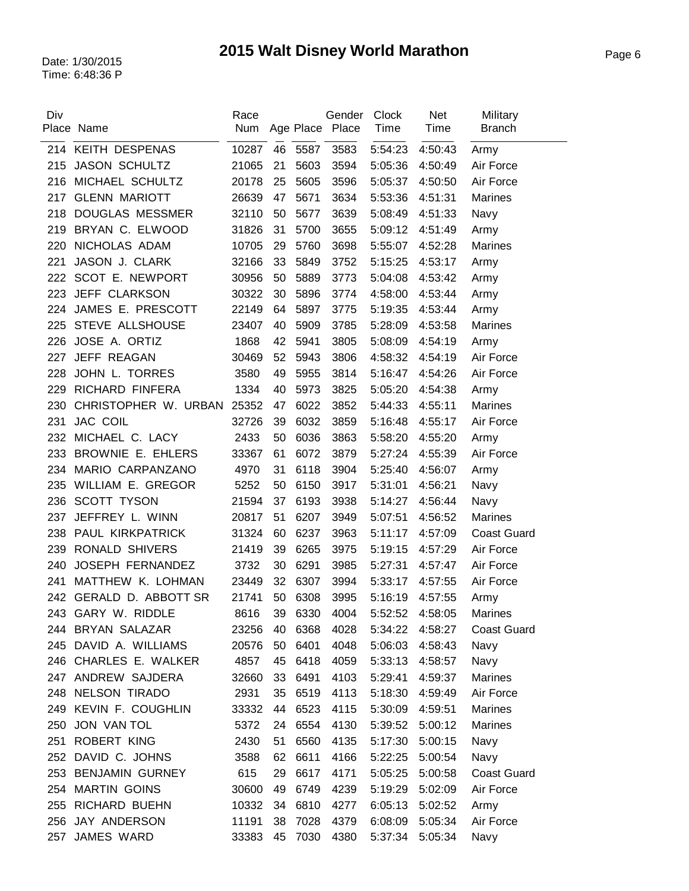# 2015 Walt Disney World Marathon

Date: 1/30/2015
Time: 6:48:36 P

| Div Place | Name | Race Num | Age | Place | Gender Place | Clock Time | Net Time | Military Branch |
|---|---|---|---|---|---|---|---|---|
| 214 | KEITH DESPENAS | 10287 | 46 | 5587 | 3583 | 5:54:23 | 4:50:43 | Army |
| 215 | JASON SCHULTZ | 21065 | 21 | 5603 | 3594 | 5:05:36 | 4:50:49 | Air Force |
| 216 | MICHAEL SCHULTZ | 20178 | 25 | 5605 | 3596 | 5:05:37 | 4:50:50 | Air Force |
| 217 | GLENN MARIOTT | 26639 | 47 | 5671 | 3634 | 5:53:36 | 4:51:31 | Marines |
| 218 | DOUGLAS MESSMER | 32110 | 50 | 5677 | 3639 | 5:08:49 | 4:51:33 | Navy |
| 219 | BRYAN C. ELWOOD | 31826 | 31 | 5700 | 3655 | 5:09:12 | 4:51:49 | Army |
| 220 | NICHOLAS ADAM | 10705 | 29 | 5760 | 3698 | 5:55:07 | 4:52:28 | Marines |
| 221 | JASON J. CLARK | 32166 | 33 | 5849 | 3752 | 5:15:25 | 4:53:17 | Army |
| 222 | SCOT E. NEWPORT | 30956 | 50 | 5889 | 3773 | 5:04:08 | 4:53:42 | Army |
| 223 | JEFF CLARKSON | 30322 | 30 | 5896 | 3774 | 4:58:00 | 4:53:44 | Army |
| 224 | JAMES E. PRESCOTT | 22149 | 64 | 5897 | 3775 | 5:19:35 | 4:53:44 | Army |
| 225 | STEVE ALLSHOUSE | 23407 | 40 | 5909 | 3785 | 5:28:09 | 4:53:58 | Marines |
| 226 | JOSE A. ORTIZ | 1868 | 42 | 5941 | 3805 | 5:08:09 | 4:54:19 | Army |
| 227 | JEFF REAGAN | 30469 | 52 | 5943 | 3806 | 4:58:32 | 4:54:19 | Air Force |
| 228 | JOHN L. TORRES | 3580 | 49 | 5955 | 3814 | 5:16:47 | 4:54:26 | Air Force |
| 229 | RICHARD FINFERA | 1334 | 40 | 5973 | 3825 | 5:05:20 | 4:54:38 | Army |
| 230 | CHRISTOPHER W. URBAN | 25352 | 47 | 6022 | 3852 | 5:44:33 | 4:55:11 | Marines |
| 231 | JAC COIL | 32726 | 39 | 6032 | 3859 | 5:16:48 | 4:55:17 | Air Force |
| 232 | MICHAEL C. LACY | 2433 | 50 | 6036 | 3863 | 5:58:20 | 4:55:20 | Army |
| 233 | BROWNIE E. EHLERS | 33367 | 61 | 6072 | 3879 | 5:27:24 | 4:55:39 | Air Force |
| 234 | MARIO CARPANZANO | 4970 | 31 | 6118 | 3904 | 5:25:40 | 4:56:07 | Army |
| 235 | WILLIAM E. GREGOR | 5252 | 50 | 6150 | 3917 | 5:31:01 | 4:56:21 | Navy |
| 236 | SCOTT TYSON | 21594 | 37 | 6193 | 3938 | 5:14:27 | 4:56:44 | Navy |
| 237 | JEFFREY L. WINN | 20817 | 51 | 6207 | 3949 | 5:07:51 | 4:56:52 | Marines |
| 238 | PAUL KIRKPATRICK | 31324 | 60 | 6237 | 3963 | 5:11:17 | 4:57:09 | Coast Guard |
| 239 | RONALD SHIVERS | 21419 | 39 | 6265 | 3975 | 5:19:15 | 4:57:29 | Air Force |
| 240 | JOSEPH FERNANDEZ | 3732 | 30 | 6291 | 3985 | 5:27:31 | 4:57:47 | Air Force |
| 241 | MATTHEW K. LOHMAN | 23449 | 32 | 6307 | 3994 | 5:33:17 | 4:57:55 | Air Force |
| 242 | GERALD D. ABBOTT SR | 21741 | 50 | 6308 | 3995 | 5:16:19 | 4:57:55 | Army |
| 243 | GARY W. RIDDLE | 8616 | 39 | 6330 | 4004 | 5:52:52 | 4:58:05 | Marines |
| 244 | BRYAN SALAZAR | 23256 | 40 | 6368 | 4028 | 5:34:22 | 4:58:27 | Coast Guard |
| 245 | DAVID A. WILLIAMS | 20576 | 50 | 6401 | 4048 | 5:06:03 | 4:58:43 | Navy |
| 246 | CHARLES E. WALKER | 4857 | 45 | 6418 | 4059 | 5:33:13 | 4:58:57 | Navy |
| 247 | ANDREW SAJDERA | 32660 | 33 | 6491 | 4103 | 5:29:41 | 4:59:37 | Marines |
| 248 | NELSON TIRADO | 2931 | 35 | 6519 | 4113 | 5:18:30 | 4:59:49 | Air Force |
| 249 | KEVIN F. COUGHLIN | 33332 | 44 | 6523 | 4115 | 5:30:09 | 4:59:51 | Marines |
| 250 | JON VAN TOL | 5372 | 24 | 6554 | 4130 | 5:39:52 | 5:00:12 | Marines |
| 251 | ROBERT KING | 2430 | 51 | 6560 | 4135 | 5:17:30 | 5:00:15 | Navy |
| 252 | DAVID C. JOHNS | 3588 | 62 | 6611 | 4166 | 5:22:25 | 5:00:54 | Navy |
| 253 | BENJAMIN GURNEY | 615 | 29 | 6617 | 4171 | 5:05:25 | 5:00:58 | Coast Guard |
| 254 | MARTIN GOINS | 30600 | 49 | 6749 | 4239 | 5:19:29 | 5:02:09 | Air Force |
| 255 | RICHARD BUEHN | 10332 | 34 | 6810 | 4277 | 6:05:13 | 5:02:52 | Army |
| 256 | JAY ANDERSON | 11191 | 38 | 7028 | 4379 | 6:08:09 | 5:05:34 | Air Force |
| 257 | JAMES WARD | 33383 | 45 | 7030 | 4380 | 5:37:34 | 5:05:34 | Navy |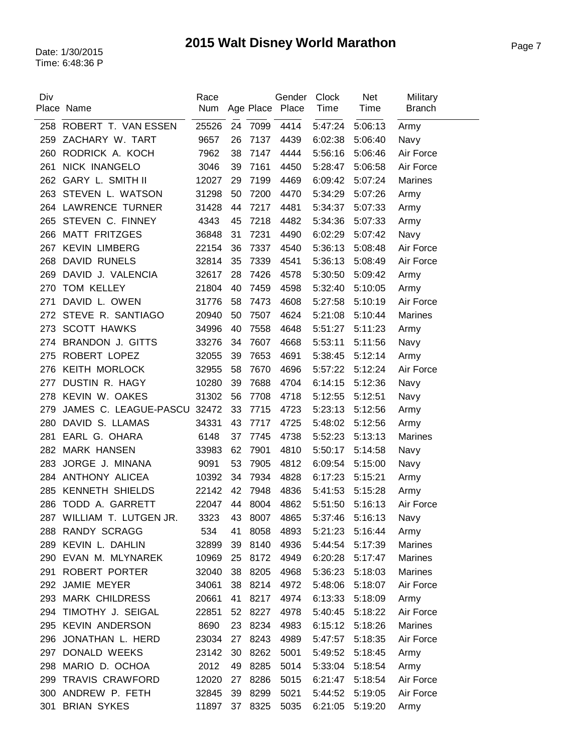# 2015 Walt Disney World Marathon

Date: 1/30/2015
Time: 6:48:36 P

| Div Place | Name | Race Num | Age | Place | Gender Place | Clock Time | Net Time | Military Branch |
|---|---|---|---|---|---|---|---|---|
| 258 | ROBERT T. VAN ESSEN | 25526 | 24 | 7099 | 4414 | 5:47:24 | 5:06:13 | Army |
| 259 | ZACHARY W. TART | 9657 | 26 | 7137 | 4439 | 6:02:38 | 5:06:40 | Navy |
| 260 | RODRICK A. KOCH | 7962 | 38 | 7147 | 4444 | 5:56:16 | 5:06:46 | Air Force |
| 261 | NICK INANGELO | 3046 | 39 | 7161 | 4450 | 5:28:47 | 5:06:58 | Air Force |
| 262 | GARY L. SMITH II | 12027 | 29 | 7199 | 4469 | 6:09:42 | 5:07:24 | Marines |
| 263 | STEVEN L. WATSON | 31298 | 50 | 7200 | 4470 | 5:34:29 | 5:07:26 | Army |
| 264 | LAWRENCE TURNER | 31428 | 44 | 7217 | 4481 | 5:34:37 | 5:07:33 | Army |
| 265 | STEVEN C. FINNEY | 4343 | 45 | 7218 | 4482 | 5:34:36 | 5:07:33 | Army |
| 266 | MATT FRITZGES | 36848 | 31 | 7231 | 4490 | 6:02:29 | 5:07:42 | Navy |
| 267 | KEVIN LIMBERG | 22154 | 36 | 7337 | 4540 | 5:36:13 | 5:08:48 | Air Force |
| 268 | DAVID RUNELS | 32814 | 35 | 7339 | 4541 | 5:36:13 | 5:08:49 | Air Force |
| 269 | DAVID J. VALENCIA | 32617 | 28 | 7426 | 4578 | 5:30:50 | 5:09:42 | Army |
| 270 | TOM KELLEY | 21804 | 40 | 7459 | 4598 | 5:32:40 | 5:10:05 | Army |
| 271 | DAVID L. OWEN | 31776 | 58 | 7473 | 4608 | 5:27:58 | 5:10:19 | Air Force |
| 272 | STEVE R. SANTIAGO | 20940 | 50 | 7507 | 4624 | 5:21:08 | 5:10:44 | Marines |
| 273 | SCOTT HAWKS | 34996 | 40 | 7558 | 4648 | 5:51:27 | 5:11:23 | Army |
| 274 | BRANDON J. GITTS | 33276 | 34 | 7607 | 4668 | 5:53:11 | 5:11:56 | Navy |
| 275 | ROBERT LOPEZ | 32055 | 39 | 7653 | 4691 | 5:38:45 | 5:12:14 | Army |
| 276 | KEITH MORLOCK | 32955 | 58 | 7670 | 4696 | 5:57:22 | 5:12:24 | Air Force |
| 277 | DUSTIN R. HAGY | 10280 | 39 | 7688 | 4704 | 6:14:15 | 5:12:36 | Navy |
| 278 | KEVIN W. OAKES | 31302 | 56 | 7708 | 4718 | 5:12:55 | 5:12:51 | Navy |
| 279 | JAMES C. LEAGUE-PASCU | 32472 | 33 | 7715 | 4723 | 5:23:13 | 5:12:56 | Army |
| 280 | DAVID S. LLAMAS | 34331 | 43 | 7717 | 4725 | 5:48:02 | 5:12:56 | Army |
| 281 | EARL G. OHARA | 6148 | 37 | 7745 | 4738 | 5:52:23 | 5:13:13 | Marines |
| 282 | MARK HANSEN | 33983 | 62 | 7901 | 4810 | 5:50:17 | 5:14:58 | Navy |
| 283 | JORGE J. MINANA | 9091 | 53 | 7905 | 4812 | 6:09:54 | 5:15:00 | Navy |
| 284 | ANTHONY ALICEA | 10392 | 34 | 7934 | 4828 | 6:17:23 | 5:15:21 | Army |
| 285 | KENNETH SHIELDS | 22142 | 42 | 7948 | 4836 | 5:41:53 | 5:15:28 | Army |
| 286 | TODD A. GARRETT | 22047 | 44 | 8004 | 4862 | 5:51:50 | 5:16:13 | Air Force |
| 287 | WILLIAM T. LUTGEN JR. | 3323 | 43 | 8007 | 4865 | 5:37:46 | 5:16:13 | Navy |
| 288 | RANDY SCRAGG | 534 | 41 | 8058 | 4893 | 5:21:23 | 5:16:44 | Army |
| 289 | KEVIN L. DAHLIN | 32899 | 39 | 8140 | 4936 | 5:44:54 | 5:17:39 | Marines |
| 290 | EVAN M. MLYNAREK | 10969 | 25 | 8172 | 4949 | 6:20:28 | 5:17:47 | Marines |
| 291 | ROBERT PORTER | 32040 | 38 | 8205 | 4968 | 5:36:23 | 5:18:03 | Marines |
| 292 | JAMIE MEYER | 34061 | 38 | 8214 | 4972 | 5:48:06 | 5:18:07 | Air Force |
| 293 | MARK CHILDRESS | 20661 | 41 | 8217 | 4974 | 6:13:33 | 5:18:09 | Army |
| 294 | TIMOTHY J. SEIGAL | 22851 | 52 | 8227 | 4978 | 5:40:45 | 5:18:22 | Air Force |
| 295 | KEVIN ANDERSON | 8690 | 23 | 8234 | 4983 | 6:15:12 | 5:18:26 | Marines |
| 296 | JONATHAN L. HERD | 23034 | 27 | 8243 | 4989 | 5:47:57 | 5:18:35 | Air Force |
| 297 | DONALD WEEKS | 23142 | 30 | 8262 | 5001 | 5:49:52 | 5:18:45 | Army |
| 298 | MARIO D. OCHOA | 2012 | 49 | 8285 | 5014 | 5:33:04 | 5:18:54 | Army |
| 299 | TRAVIS CRAWFORD | 12020 | 27 | 8286 | 5015 | 6:21:47 | 5:18:54 | Air Force |
| 300 | ANDREW P. FETH | 32845 | 39 | 8299 | 5021 | 5:44:52 | 5:19:05 | Air Force |
| 301 | BRIAN SYKES | 11897 | 37 | 8325 | 5035 | 6:21:05 | 5:19:20 | Army |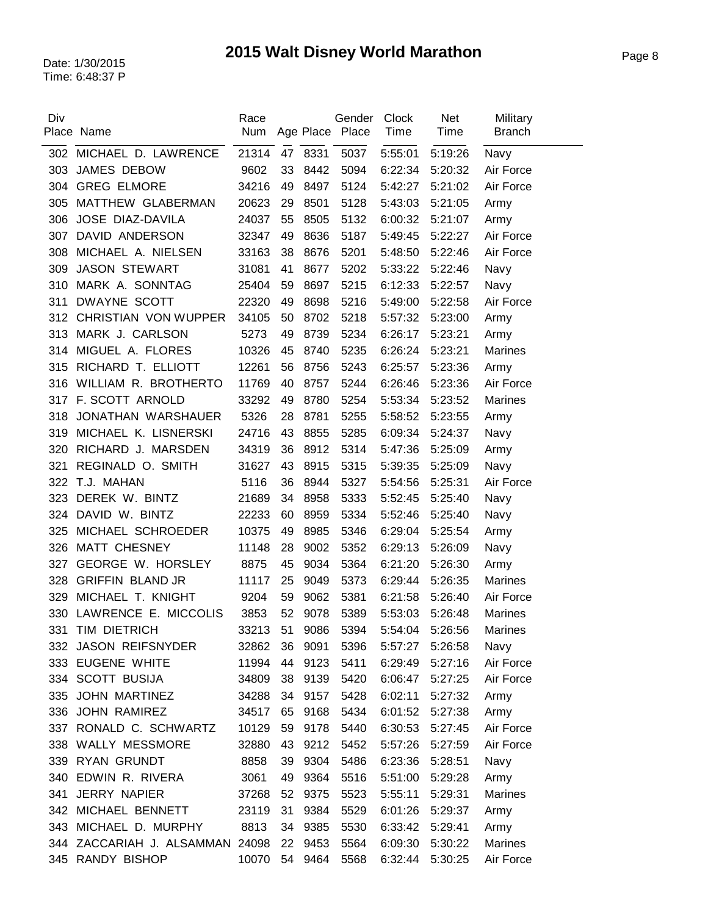# 2015 Walt Disney World Marathon

Date: 1/30/2015
Time: 6:48:37 P

| Div Place | Name | Race Num | Age | Place | Gender Place | Clock Time | Net Time | Military Branch |
|---|---|---|---|---|---|---|---|---|
| 302 | MICHAEL D. LAWRENCE | 21314 | 47 | 8331 | 5037 | 5:55:01 | 5:19:26 | Navy |
| 303 | JAMES DEBOW | 9602 | 33 | 8442 | 5094 | 6:22:34 | 5:20:32 | Air Force |
| 304 | GREG ELMORE | 34216 | 49 | 8497 | 5124 | 5:42:27 | 5:21:02 | Air Force |
| 305 | MATTHEW GLABERMAN | 20623 | 29 | 8501 | 5128 | 5:43:03 | 5:21:05 | Army |
| 306 | JOSE DIAZ-DAVILA | 24037 | 55 | 8505 | 5132 | 6:00:32 | 5:21:07 | Army |
| 307 | DAVID ANDERSON | 32347 | 49 | 8636 | 5187 | 5:49:45 | 5:22:27 | Air Force |
| 308 | MICHAEL A. NIELSEN | 33163 | 38 | 8676 | 5201 | 5:48:50 | 5:22:46 | Air Force |
| 309 | JASON STEWART | 31081 | 41 | 8677 | 5202 | 5:33:22 | 5:22:46 | Navy |
| 310 | MARK A. SONNTAG | 25404 | 59 | 8697 | 5215 | 6:12:33 | 5:22:57 | Navy |
| 311 | DWAYNE SCOTT | 22320 | 49 | 8698 | 5216 | 5:49:00 | 5:22:58 | Air Force |
| 312 | CHRISTIAN VON WUPPER | 34105 | 50 | 8702 | 5218 | 5:57:32 | 5:23:00 | Army |
| 313 | MARK J. CARLSON | 5273 | 49 | 8739 | 5234 | 6:26:17 | 5:23:21 | Army |
| 314 | MIGUEL A. FLORES | 10326 | 45 | 8740 | 5235 | 6:26:24 | 5:23:21 | Marines |
| 315 | RICHARD T. ELLIOTT | 12261 | 56 | 8756 | 5243 | 6:25:57 | 5:23:36 | Army |
| 316 | WILLIAM R. BROTHERTO | 11769 | 40 | 8757 | 5244 | 6:26:46 | 5:23:36 | Air Force |
| 317 | F. SCOTT ARNOLD | 33292 | 49 | 8780 | 5254 | 5:53:34 | 5:23:52 | Marines |
| 318 | JONATHAN WARSHAUER | 5326 | 28 | 8781 | 5255 | 5:58:52 | 5:23:55 | Army |
| 319 | MICHAEL K. LISNERSKI | 24716 | 43 | 8855 | 5285 | 6:09:34 | 5:24:37 | Navy |
| 320 | RICHARD J. MARSDEN | 34319 | 36 | 8912 | 5314 | 5:47:36 | 5:25:09 | Army |
| 321 | REGINALD O. SMITH | 31627 | 43 | 8915 | 5315 | 5:39:35 | 5:25:09 | Navy |
| 322 | T.J. MAHAN | 5116 | 36 | 8944 | 5327 | 5:54:56 | 5:25:31 | Air Force |
| 323 | DEREK W. BINTZ | 21689 | 34 | 8958 | 5333 | 5:52:45 | 5:25:40 | Navy |
| 324 | DAVID W. BINTZ | 22233 | 60 | 8959 | 5334 | 5:52:46 | 5:25:40 | Navy |
| 325 | MICHAEL SCHROEDER | 10375 | 49 | 8985 | 5346 | 6:29:04 | 5:25:54 | Army |
| 326 | MATT CHESNEY | 11148 | 28 | 9002 | 5352 | 6:29:13 | 5:26:09 | Navy |
| 327 | GEORGE W. HORSLEY | 8875 | 45 | 9034 | 5364 | 6:21:20 | 5:26:30 | Army |
| 328 | GRIFFIN BLAND JR | 11117 | 25 | 9049 | 5373 | 6:29:44 | 5:26:35 | Marines |
| 329 | MICHAEL T. KNIGHT | 9204 | 59 | 9062 | 5381 | 6:21:58 | 5:26:40 | Air Force |
| 330 | LAWRENCE E. MICCOLIS | 3853 | 52 | 9078 | 5389 | 5:53:03 | 5:26:48 | Marines |
| 331 | TIM DIETRICH | 33213 | 51 | 9086 | 5394 | 5:54:04 | 5:26:56 | Marines |
| 332 | JASON REIFSNYDER | 32862 | 36 | 9091 | 5396 | 5:57:27 | 5:26:58 | Navy |
| 333 | EUGENE WHITE | 11994 | 44 | 9123 | 5411 | 6:29:49 | 5:27:16 | Air Force |
| 334 | SCOTT BUSIJA | 34809 | 38 | 9139 | 5420 | 6:06:47 | 5:27:25 | Air Force |
| 335 | JOHN MARTINEZ | 34288 | 34 | 9157 | 5428 | 6:02:11 | 5:27:32 | Army |
| 336 | JOHN RAMIREZ | 34517 | 65 | 9168 | 5434 | 6:01:52 | 5:27:38 | Army |
| 337 | RONALD C. SCHWARTZ | 10129 | 59 | 9178 | 5440 | 6:30:53 | 5:27:45 | Air Force |
| 338 | WALLY MESSMORE | 32880 | 43 | 9212 | 5452 | 5:57:26 | 5:27:59 | Air Force |
| 339 | RYAN GRUNDT | 8858 | 39 | 9304 | 5486 | 6:23:36 | 5:28:51 | Navy |
| 340 | EDWIN R. RIVERA | 3061 | 49 | 9364 | 5516 | 5:51:00 | 5:29:28 | Army |
| 341 | JERRY NAPIER | 37268 | 52 | 9375 | 5523 | 5:55:11 | 5:29:31 | Marines |
| 342 | MICHAEL BENNETT | 23119 | 31 | 9384 | 5529 | 6:01:26 | 5:29:37 | Army |
| 343 | MICHAEL D. MURPHY | 8813 | 34 | 9385 | 5530 | 6:33:42 | 5:29:41 | Army |
| 344 | ZACCARIAH J. ALSAMMAN | 24098 | 22 | 9453 | 5564 | 6:09:30 | 5:30:22 | Marines |
| 345 | RANDY BISHOP | 10070 | 54 | 9464 | 5568 | 6:32:44 | 5:30:25 | Air Force |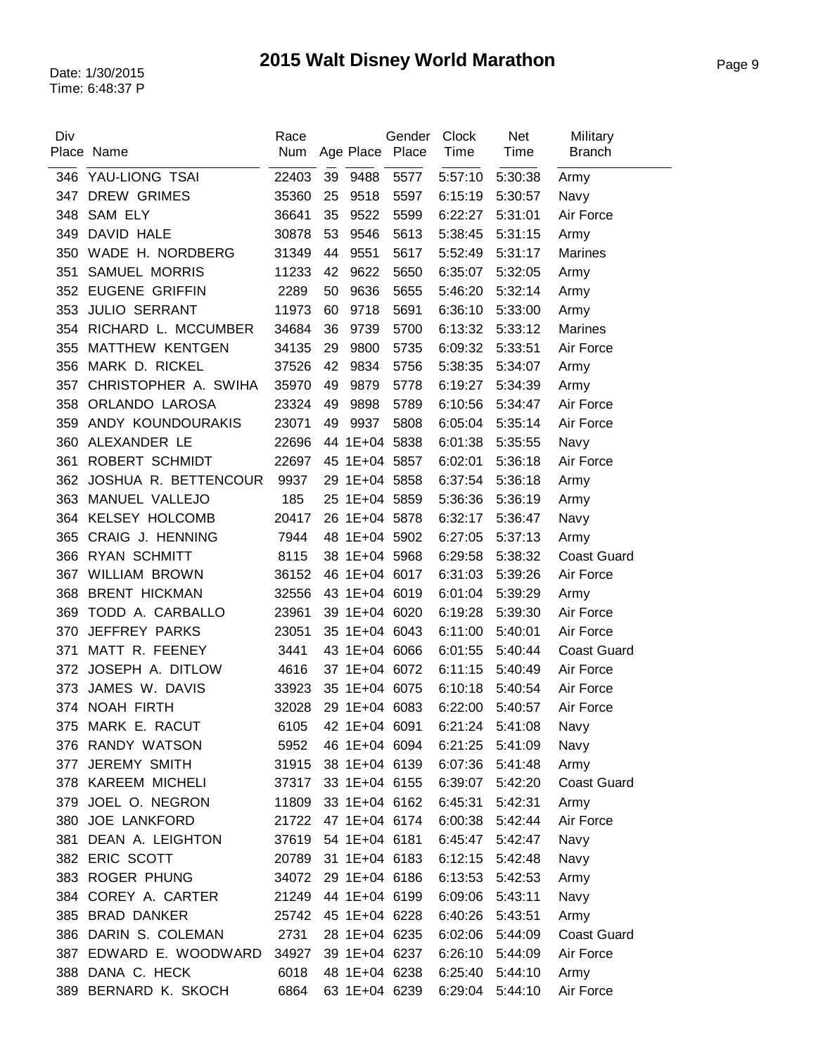# 2015 Walt Disney World Marathon

Date: 1/30/2015
Time: 6:48:37 P

| Div Place | Name | Race Num | Age | Place | Gender Place | Clock Time | Net Time | Military Branch |
|---|---|---|---|---|---|---|---|---|
| 346 | YAU-LIONG TSAI | 22403 | 39 | 9488 | 5577 | 5:57:10 | 5:30:38 | Army |
| 347 | DREW GRIMES | 35360 | 25 | 9518 | 5597 | 6:15:19 | 5:30:57 | Navy |
| 348 | SAM ELY | 36641 | 35 | 9522 | 5599 | 6:22:27 | 5:31:01 | Air Force |
| 349 | DAVID HALE | 30878 | 53 | 9546 | 5613 | 5:38:45 | 5:31:15 | Army |
| 350 | WADE H. NORDBERG | 31349 | 44 | 9551 | 5617 | 5:52:49 | 5:31:17 | Marines |
| 351 | SAMUEL MORRIS | 11233 | 42 | 9622 | 5650 | 6:35:07 | 5:32:05 | Army |
| 352 | EUGENE GRIFFIN | 2289 | 50 | 9636 | 5655 | 5:46:20 | 5:32:14 | Army |
| 353 | JULIO SERRANT | 11973 | 60 | 9718 | 5691 | 6:36:10 | 5:33:00 | Army |
| 354 | RICHARD L. MCCUMBER | 34684 | 36 | 9739 | 5700 | 6:13:32 | 5:33:12 | Marines |
| 355 | MATTHEW KENTGEN | 34135 | 29 | 9800 | 5735 | 6:09:32 | 5:33:51 | Air Force |
| 356 | MARK D. RICKEL | 37526 | 42 | 9834 | 5756 | 5:38:35 | 5:34:07 | Army |
| 357 | CHRISTOPHER A. SWIHA | 35970 | 49 | 9879 | 5778 | 6:19:27 | 5:34:39 | Army |
| 358 | ORLANDO LAROSA | 23324 | 49 | 9898 | 5789 | 6:10:56 | 5:34:47 | Air Force |
| 359 | ANDY KOUNDOURAKIS | 23071 | 49 | 9937 | 5808 | 6:05:04 | 5:35:14 | Air Force |
| 360 | ALEXANDER LE | 22696 | 44 | 1E+04 | 5838 | 6:01:38 | 5:35:55 | Navy |
| 361 | ROBERT SCHMIDT | 22697 | 45 | 1E+04 | 5857 | 6:02:01 | 5:36:18 | Air Force |
| 362 | JOSHUA R. BETTENCOUR | 9937 | 29 | 1E+04 | 5858 | 6:37:54 | 5:36:18 | Army |
| 363 | MANUEL VALLEJO | 185 | 25 | 1E+04 | 5859 | 5:36:36 | 5:36:19 | Army |
| 364 | KELSEY HOLCOMB | 20417 | 26 | 1E+04 | 5878 | 6:32:17 | 5:36:47 | Navy |
| 365 | CRAIG J. HENNING | 7944 | 48 | 1E+04 | 5902 | 6:27:05 | 5:37:13 | Army |
| 366 | RYAN SCHMITT | 8115 | 38 | 1E+04 | 5968 | 6:29:58 | 5:38:32 | Coast Guard |
| 367 | WILLIAM BROWN | 36152 | 46 | 1E+04 | 6017 | 6:31:03 | 5:39:26 | Air Force |
| 368 | BRENT HICKMAN | 32556 | 43 | 1E+04 | 6019 | 6:01:04 | 5:39:29 | Army |
| 369 | TODD A. CARBALLO | 23961 | 39 | 1E+04 | 6020 | 6:19:28 | 5:39:30 | Air Force |
| 370 | JEFFREY PARKS | 23051 | 35 | 1E+04 | 6043 | 6:11:00 | 5:40:01 | Air Force |
| 371 | MATT R. FEENEY | 3441 | 43 | 1E+04 | 6066 | 6:01:55 | 5:40:44 | Coast Guard |
| 372 | JOSEPH A. DITLOW | 4616 | 37 | 1E+04 | 6072 | 6:11:15 | 5:40:49 | Air Force |
| 373 | JAMES W. DAVIS | 33923 | 35 | 1E+04 | 6075 | 6:10:18 | 5:40:54 | Air Force |
| 374 | NOAH FIRTH | 32028 | 29 | 1E+04 | 6083 | 6:22:00 | 5:40:57 | Air Force |
| 375 | MARK E. RACUT | 6105 | 42 | 1E+04 | 6091 | 6:21:24 | 5:41:08 | Navy |
| 376 | RANDY WATSON | 5952 | 46 | 1E+04 | 6094 | 6:21:25 | 5:41:09 | Navy |
| 377 | JEREMY SMITH | 31915 | 38 | 1E+04 | 6139 | 6:07:36 | 5:41:48 | Army |
| 378 | KAREEM MICHELI | 37317 | 33 | 1E+04 | 6155 | 6:39:07 | 5:42:20 | Coast Guard |
| 379 | JOEL O. NEGRON | 11809 | 33 | 1E+04 | 6162 | 6:45:31 | 5:42:31 | Army |
| 380 | JOE LANKFORD | 21722 | 47 | 1E+04 | 6174 | 6:00:38 | 5:42:44 | Air Force |
| 381 | DEAN A. LEIGHTON | 37619 | 54 | 1E+04 | 6181 | 6:45:47 | 5:42:47 | Navy |
| 382 | ERIC SCOTT | 20789 | 31 | 1E+04 | 6183 | 6:12:15 | 5:42:48 | Navy |
| 383 | ROGER PHUNG | 34072 | 29 | 1E+04 | 6186 | 6:13:53 | 5:42:53 | Army |
| 384 | COREY A. CARTER | 21249 | 44 | 1E+04 | 6199 | 6:09:06 | 5:43:11 | Navy |
| 385 | BRAD DANKER | 25742 | 45 | 1E+04 | 6228 | 6:40:26 | 5:43:51 | Army |
| 386 | DARIN S. COLEMAN | 2731 | 28 | 1E+04 | 6235 | 6:02:06 | 5:44:09 | Coast Guard |
| 387 | EDWARD E. WOODWARD | 34927 | 39 | 1E+04 | 6237 | 6:26:10 | 5:44:09 | Air Force |
| 388 | DANA C. HECK | 6018 | 48 | 1E+04 | 6238 | 6:25:40 | 5:44:10 | Army |
| 389 | BERNARD K. SKOCH | 6864 | 63 | 1E+04 | 6239 | 6:29:04 | 5:44:10 | Air Force |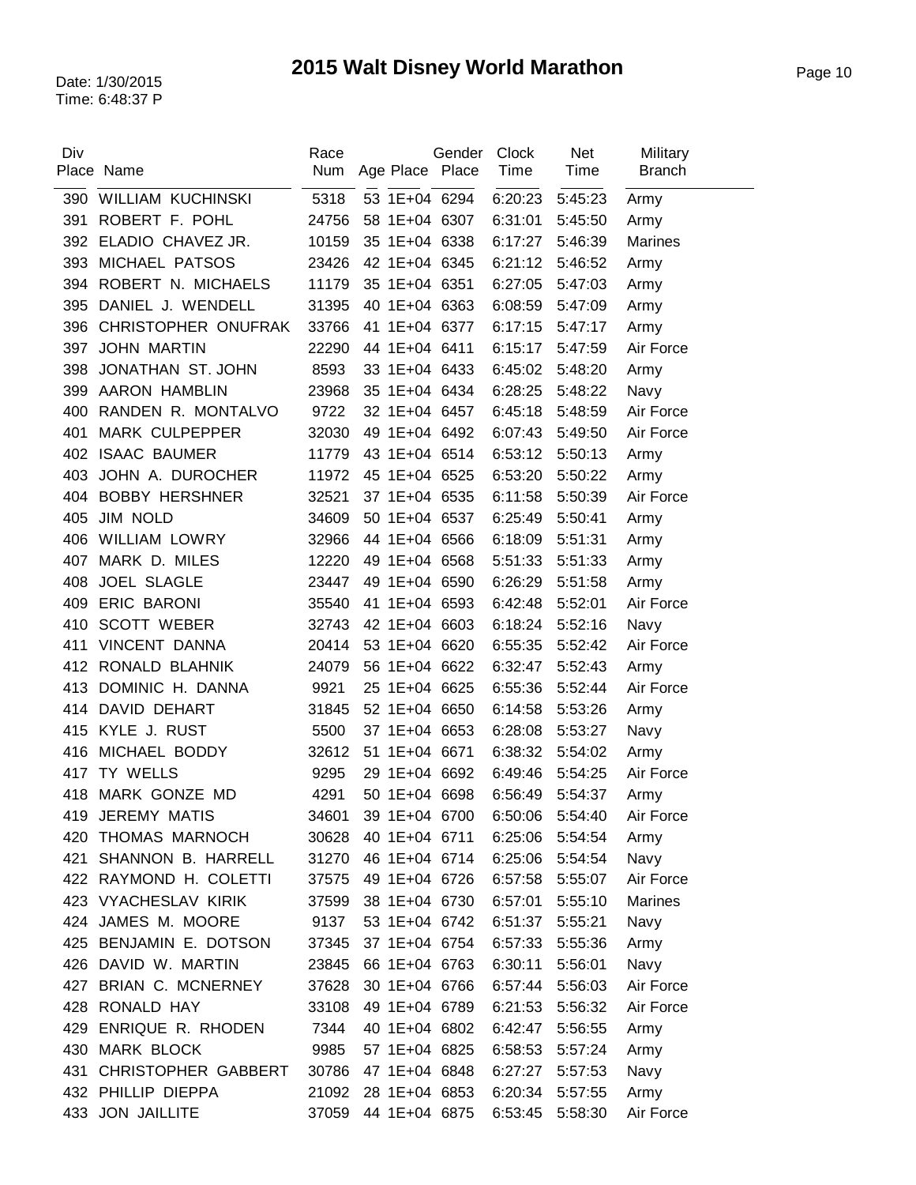# 2015 Walt Disney World Marathon

Date: 1/30/2015
Time: 6:48:37 P

| Div Place | Name | Race Num | Age | Place | Gender Place | Clock Time | Net Time | Military Branch |
|---|---|---|---|---|---|---|---|---|
| 390 | WILLIAM KUCHINSKI | 5318 | 53 | 1E+04 | 6294 | 6:20:23 | 5:45:23 | Army |
| 391 | ROBERT F. POHL | 24756 | 58 | 1E+04 | 6307 | 6:31:01 | 5:45:50 | Army |
| 392 | ELADIO CHAVEZ JR. | 10159 | 35 | 1E+04 | 6338 | 6:17:27 | 5:46:39 | Marines |
| 393 | MICHAEL PATSOS | 23426 | 42 | 1E+04 | 6345 | 6:21:12 | 5:46:52 | Army |
| 394 | ROBERT N. MICHAELS | 11179 | 35 | 1E+04 | 6351 | 6:27:05 | 5:47:03 | Army |
| 395 | DANIEL J. WENDELL | 31395 | 40 | 1E+04 | 6363 | 6:08:59 | 5:47:09 | Army |
| 396 | CHRISTOPHER ONUFRAK | 33766 | 41 | 1E+04 | 6377 | 6:17:15 | 5:47:17 | Army |
| 397 | JOHN MARTIN | 22290 | 44 | 1E+04 | 6411 | 6:15:17 | 5:47:59 | Air Force |
| 398 | JONATHAN ST. JOHN | 8593 | 33 | 1E+04 | 6433 | 6:45:02 | 5:48:20 | Army |
| 399 | AARON HAMBLIN | 23968 | 35 | 1E+04 | 6434 | 6:28:25 | 5:48:22 | Navy |
| 400 | RANDEN R. MONTALVO | 9722 | 32 | 1E+04 | 6457 | 6:45:18 | 5:48:59 | Air Force |
| 401 | MARK CULPEPPER | 32030 | 49 | 1E+04 | 6492 | 6:07:43 | 5:49:50 | Air Force |
| 402 | ISAAC BAUMER | 11779 | 43 | 1E+04 | 6514 | 6:53:12 | 5:50:13 | Army |
| 403 | JOHN A. DUROCHER | 11972 | 45 | 1E+04 | 6525 | 6:53:20 | 5:50:22 | Army |
| 404 | BOBBY HERSHNER | 32521 | 37 | 1E+04 | 6535 | 6:11:58 | 5:50:39 | Air Force |
| 405 | JIM NOLD | 34609 | 50 | 1E+04 | 6537 | 6:25:49 | 5:50:41 | Army |
| 406 | WILLIAM LOWRY | 32966 | 44 | 1E+04 | 6566 | 6:18:09 | 5:51:31 | Army |
| 407 | MARK D. MILES | 12220 | 49 | 1E+04 | 6568 | 5:51:33 | 5:51:33 | Army |
| 408 | JOEL SLAGLE | 23447 | 49 | 1E+04 | 6590 | 6:26:29 | 5:51:58 | Army |
| 409 | ERIC BARONI | 35540 | 41 | 1E+04 | 6593 | 6:42:48 | 5:52:01 | Air Force |
| 410 | SCOTT WEBER | 32743 | 42 | 1E+04 | 6603 | 6:18:24 | 5:52:16 | Navy |
| 411 | VINCENT DANNA | 20414 | 53 | 1E+04 | 6620 | 6:55:35 | 5:52:42 | Air Force |
| 412 | RONALD BLAHNIK | 24079 | 56 | 1E+04 | 6622 | 6:32:47 | 5:52:43 | Army |
| 413 | DOMINIC H. DANNA | 9921 | 25 | 1E+04 | 6625 | 6:55:36 | 5:52:44 | Air Force |
| 414 | DAVID DEHART | 31845 | 52 | 1E+04 | 6650 | 6:14:58 | 5:53:26 | Army |
| 415 | KYLE J. RUST | 5500 | 37 | 1E+04 | 6653 | 6:28:08 | 5:53:27 | Navy |
| 416 | MICHAEL BODDY | 32612 | 51 | 1E+04 | 6671 | 6:38:32 | 5:54:02 | Army |
| 417 | TY WELLS | 9295 | 29 | 1E+04 | 6692 | 6:49:46 | 5:54:25 | Air Force |
| 418 | MARK GONZE MD | 4291 | 50 | 1E+04 | 6698 | 6:56:49 | 5:54:37 | Army |
| 419 | JEREMY MATIS | 34601 | 39 | 1E+04 | 6700 | 6:50:06 | 5:54:40 | Air Force |
| 420 | THOMAS MARNOCH | 30628 | 40 | 1E+04 | 6711 | 6:25:06 | 5:54:54 | Army |
| 421 | SHANNON B. HARRELL | 31270 | 46 | 1E+04 | 6714 | 6:25:06 | 5:54:54 | Navy |
| 422 | RAYMOND H. COLETTI | 37575 | 49 | 1E+04 | 6726 | 6:57:58 | 5:55:07 | Air Force |
| 423 | VYACHESLAV KIRIK | 37599 | 38 | 1E+04 | 6730 | 6:57:01 | 5:55:10 | Marines |
| 424 | JAMES M. MOORE | 9137 | 53 | 1E+04 | 6742 | 6:51:37 | 5:55:21 | Navy |
| 425 | BENJAMIN E. DOTSON | 37345 | 37 | 1E+04 | 6754 | 6:57:33 | 5:55:36 | Army |
| 426 | DAVID W. MARTIN | 23845 | 66 | 1E+04 | 6763 | 6:30:11 | 5:56:01 | Navy |
| 427 | BRIAN C. MCNERNEY | 37628 | 30 | 1E+04 | 6766 | 6:57:44 | 5:56:03 | Air Force |
| 428 | RONALD HAY | 33108 | 49 | 1E+04 | 6789 | 6:21:53 | 5:56:32 | Air Force |
| 429 | ENRIQUE R. RHODEN | 7344 | 40 | 1E+04 | 6802 | 6:42:47 | 5:56:55 | Army |
| 430 | MARK BLOCK | 9985 | 57 | 1E+04 | 6825 | 6:58:53 | 5:57:24 | Army |
| 431 | CHRISTOPHER GABBERT | 30786 | 47 | 1E+04 | 6848 | 6:27:27 | 5:57:53 | Navy |
| 432 | PHILLIP DIEPPA | 21092 | 28 | 1E+04 | 6853 | 6:20:34 | 5:57:55 | Army |
| 433 | JON JAILLITE | 37059 | 44 | 1E+04 | 6875 | 6:53:45 | 5:58:30 | Air Force |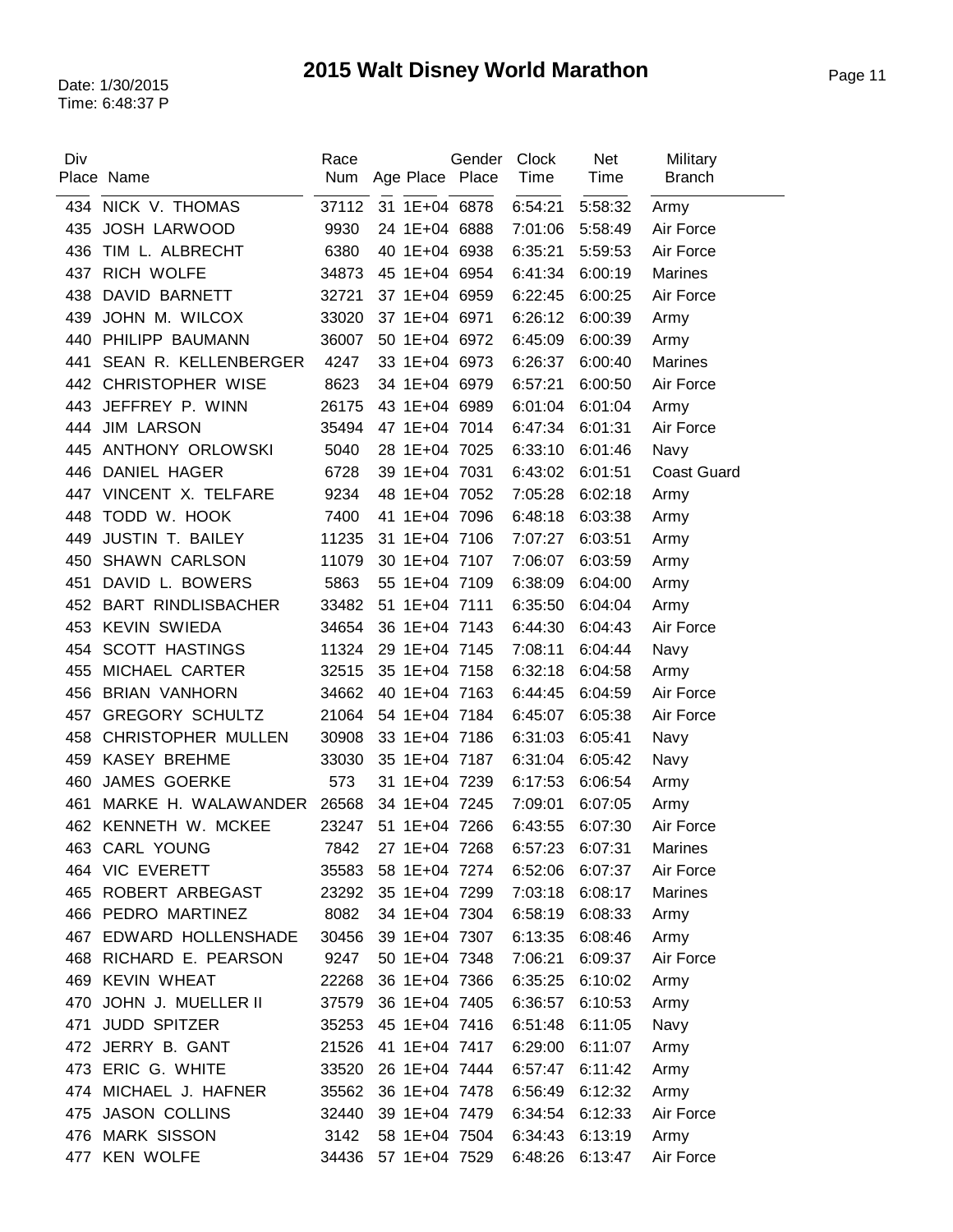# 2015 Walt Disney World Marathon

Date: 1/30/2015
Time: 6:48:37 P

| Div Place | Name | Race Num | Age | Place | Gender Place | Clock Time | Net Time | Military Branch |
|---|---|---|---|---|---|---|---|---|
| 434 | NICK V. THOMAS | 37112 | 31 | 1E+04 | 6878 | 6:54:21 | 5:58:32 | Army |
| 435 | JOSH LARWOOD | 9930 | 24 | 1E+04 | 6888 | 7:01:06 | 5:58:49 | Air Force |
| 436 | TIM L. ALBRECHT | 6380 | 40 | 1E+04 | 6938 | 6:35:21 | 5:59:53 | Air Force |
| 437 | RICH WOLFE | 34873 | 45 | 1E+04 | 6954 | 6:41:34 | 6:00:19 | Marines |
| 438 | DAVID BARNETT | 32721 | 37 | 1E+04 | 6959 | 6:22:45 | 6:00:25 | Air Force |
| 439 | JOHN M. WILCOX | 33020 | 37 | 1E+04 | 6971 | 6:26:12 | 6:00:39 | Army |
| 440 | PHILIPP BAUMANN | 36007 | 50 | 1E+04 | 6972 | 6:45:09 | 6:00:39 | Army |
| 441 | SEAN R. KELLENBERGER | 4247 | 33 | 1E+04 | 6973 | 6:26:37 | 6:00:40 | Marines |
| 442 | CHRISTOPHER WISE | 8623 | 34 | 1E+04 | 6979 | 6:57:21 | 6:00:50 | Air Force |
| 443 | JEFFREY P. WINN | 26175 | 43 | 1E+04 | 6989 | 6:01:04 | 6:01:04 | Army |
| 444 | JIM LARSON | 35494 | 47 | 1E+04 | 7014 | 6:47:34 | 6:01:31 | Air Force |
| 445 | ANTHONY ORLOWSKI | 5040 | 28 | 1E+04 | 7025 | 6:33:10 | 6:01:46 | Navy |
| 446 | DANIEL HAGER | 6728 | 39 | 1E+04 | 7031 | 6:43:02 | 6:01:51 | Coast Guard |
| 447 | VINCENT X. TELFARE | 9234 | 48 | 1E+04 | 7052 | 7:05:28 | 6:02:18 | Army |
| 448 | TODD W. HOOK | 7400 | 41 | 1E+04 | 7096 | 6:48:18 | 6:03:38 | Army |
| 449 | JUSTIN T. BAILEY | 11235 | 31 | 1E+04 | 7106 | 7:07:27 | 6:03:51 | Army |
| 450 | SHAWN CARLSON | 11079 | 30 | 1E+04 | 7107 | 7:06:07 | 6:03:59 | Army |
| 451 | DAVID L. BOWERS | 5863 | 55 | 1E+04 | 7109 | 6:38:09 | 6:04:00 | Army |
| 452 | BART RINDLISBACHER | 33482 | 51 | 1E+04 | 7111 | 6:35:50 | 6:04:04 | Army |
| 453 | KEVIN SWIEDA | 34654 | 36 | 1E+04 | 7143 | 6:44:30 | 6:04:43 | Air Force |
| 454 | SCOTT HASTINGS | 11324 | 29 | 1E+04 | 7145 | 7:08:11 | 6:04:44 | Navy |
| 455 | MICHAEL CARTER | 32515 | 35 | 1E+04 | 7158 | 6:32:18 | 6:04:58 | Army |
| 456 | BRIAN VANHORN | 34662 | 40 | 1E+04 | 7163 | 6:44:45 | 6:04:59 | Air Force |
| 457 | GREGORY SCHULTZ | 21064 | 54 | 1E+04 | 7184 | 6:45:07 | 6:05:38 | Air Force |
| 458 | CHRISTOPHER MULLEN | 30908 | 33 | 1E+04 | 7186 | 6:31:03 | 6:05:41 | Navy |
| 459 | KASEY BREHME | 33030 | 35 | 1E+04 | 7187 | 6:31:04 | 6:05:42 | Navy |
| 460 | JAMES GOERKE | 573 | 31 | 1E+04 | 7239 | 6:17:53 | 6:06:54 | Army |
| 461 | MARKE H. WALAWANDER | 26568 | 34 | 1E+04 | 7245 | 7:09:01 | 6:07:05 | Army |
| 462 | KENNETH W. MCKEE | 23247 | 51 | 1E+04 | 7266 | 6:43:55 | 6:07:30 | Air Force |
| 463 | CARL YOUNG | 7842 | 27 | 1E+04 | 7268 | 6:57:23 | 6:07:31 | Marines |
| 464 | VIC EVERETT | 35583 | 58 | 1E+04 | 7274 | 6:52:06 | 6:07:37 | Air Force |
| 465 | ROBERT ARBEGAST | 23292 | 35 | 1E+04 | 7299 | 7:03:18 | 6:08:17 | Marines |
| 466 | PEDRO MARTINEZ | 8082 | 34 | 1E+04 | 7304 | 6:58:19 | 6:08:33 | Army |
| 467 | EDWARD HOLLENSHADE | 30456 | 39 | 1E+04 | 7307 | 6:13:35 | 6:08:46 | Army |
| 468 | RICHARD E. PEARSON | 9247 | 50 | 1E+04 | 7348 | 7:06:21 | 6:09:37 | Air Force |
| 469 | KEVIN WHEAT | 22268 | 36 | 1E+04 | 7366 | 6:35:25 | 6:10:02 | Army |
| 470 | JOHN J. MUELLER II | 37579 | 36 | 1E+04 | 7405 | 6:36:57 | 6:10:53 | Army |
| 471 | JUDD SPITZER | 35253 | 45 | 1E+04 | 7416 | 6:51:48 | 6:11:05 | Navy |
| 472 | JERRY B. GANT | 21526 | 41 | 1E+04 | 7417 | 6:29:00 | 6:11:07 | Army |
| 473 | ERIC G. WHITE | 33520 | 26 | 1E+04 | 7444 | 6:57:47 | 6:11:42 | Army |
| 474 | MICHAEL J. HAFNER | 35562 | 36 | 1E+04 | 7478 | 6:56:49 | 6:12:32 | Army |
| 475 | JASON COLLINS | 32440 | 39 | 1E+04 | 7479 | 6:34:54 | 6:12:33 | Air Force |
| 476 | MARK SISSON | 3142 | 58 | 1E+04 | 7504 | 6:34:43 | 6:13:19 | Army |
| 477 | KEN WOLFE | 34436 | 57 | 1E+04 | 7529 | 6:48:26 | 6:13:47 | Air Force |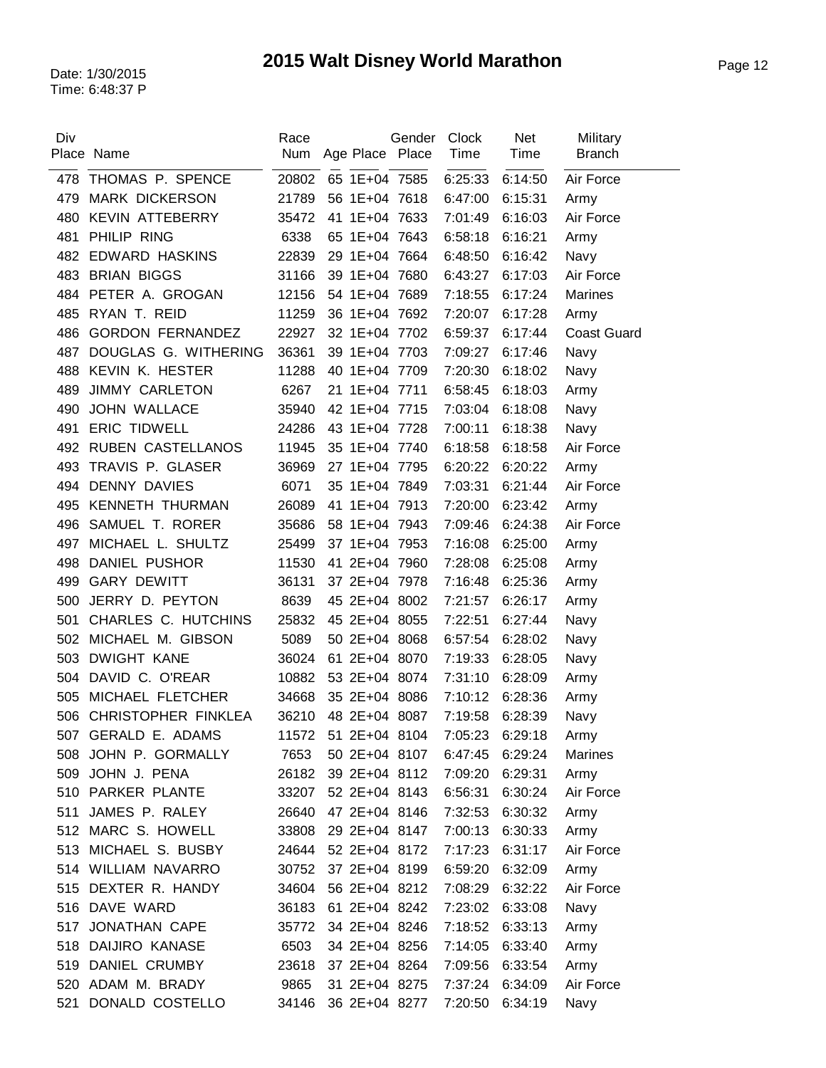# 2015 Walt Disney World Marathon

Date: 1/30/2015
Time: 6:48:37 P

| Div Place | Name | Race Num | Age | Place | Gender Place | Clock Time | Net Time | Military Branch |
|---|---|---|---|---|---|---|---|---|
| 478 | THOMAS P. SPENCE | 20802 | 65 | 1E+04 | 7585 | 6:25:33 | 6:14:50 | Air Force |
| 479 | MARK DICKERSON | 21789 | 56 | 1E+04 | 7618 | 6:47:00 | 6:15:31 | Army |
| 480 | KEVIN ATTEBERRY | 35472 | 41 | 1E+04 | 7633 | 7:01:49 | 6:16:03 | Air Force |
| 481 | PHILIP RING | 6338 | 65 | 1E+04 | 7643 | 6:58:18 | 6:16:21 | Army |
| 482 | EDWARD HASKINS | 22839 | 29 | 1E+04 | 7664 | 6:48:50 | 6:16:42 | Navy |
| 483 | BRIAN BIGGS | 31166 | 39 | 1E+04 | 7680 | 6:43:27 | 6:17:03 | Air Force |
| 484 | PETER A. GROGAN | 12156 | 54 | 1E+04 | 7689 | 7:18:55 | 6:17:24 | Marines |
| 485 | RYAN T. REID | 11259 | 36 | 1E+04 | 7692 | 7:20:07 | 6:17:28 | Army |
| 486 | GORDON FERNANDEZ | 22927 | 32 | 1E+04 | 7702 | 6:59:37 | 6:17:44 | Coast Guard |
| 487 | DOUGLAS G. WITHERING | 36361 | 39 | 1E+04 | 7703 | 7:09:27 | 6:17:46 | Navy |
| 488 | KEVIN K. HESTER | 11288 | 40 | 1E+04 | 7709 | 7:20:30 | 6:18:02 | Navy |
| 489 | JIMMY CARLETON | 6267 | 21 | 1E+04 | 7711 | 6:58:45 | 6:18:03 | Army |
| 490 | JOHN WALLACE | 35940 | 42 | 1E+04 | 7715 | 7:03:04 | 6:18:08 | Navy |
| 491 | ERIC TIDWELL | 24286 | 43 | 1E+04 | 7728 | 7:00:11 | 6:18:38 | Navy |
| 492 | RUBEN CASTELLANOS | 11945 | 35 | 1E+04 | 7740 | 6:18:58 | 6:18:58 | Air Force |
| 493 | TRAVIS P. GLASER | 36969 | 27 | 1E+04 | 7795 | 6:20:22 | 6:20:22 | Army |
| 494 | DENNY DAVIES | 6071 | 35 | 1E+04 | 7849 | 7:03:31 | 6:21:44 | Air Force |
| 495 | KENNETH THURMAN | 26089 | 41 | 1E+04 | 7913 | 7:20:00 | 6:23:42 | Army |
| 496 | SAMUEL T. RORER | 35686 | 58 | 1E+04 | 7943 | 7:09:46 | 6:24:38 | Air Force |
| 497 | MICHAEL L. SHULTZ | 25499 | 37 | 1E+04 | 7953 | 7:16:08 | 6:25:00 | Army |
| 498 | DANIEL PUSHOR | 11530 | 41 | 2E+04 | 7960 | 7:28:08 | 6:25:08 | Army |
| 499 | GARY DEWITT | 36131 | 37 | 2E+04 | 7978 | 7:16:48 | 6:25:36 | Army |
| 500 | JERRY D. PEYTON | 8639 | 45 | 2E+04 | 8002 | 7:21:57 | 6:26:17 | Army |
| 501 | CHARLES C. HUTCHINS | 25832 | 45 | 2E+04 | 8055 | 7:22:51 | 6:27:44 | Navy |
| 502 | MICHAEL M. GIBSON | 5089 | 50 | 2E+04 | 8068 | 6:57:54 | 6:28:02 | Navy |
| 503 | DWIGHT KANE | 36024 | 61 | 2E+04 | 8070 | 7:19:33 | 6:28:05 | Navy |
| 504 | DAVID C. O'REAR | 10882 | 53 | 2E+04 | 8074 | 7:31:10 | 6:28:09 | Army |
| 505 | MICHAEL FLETCHER | 34668 | 35 | 2E+04 | 8086 | 7:10:12 | 6:28:36 | Army |
| 506 | CHRISTOPHER FINKLEA | 36210 | 48 | 2E+04 | 8087 | 7:19:58 | 6:28:39 | Navy |
| 507 | GERALD E. ADAMS | 11572 | 51 | 2E+04 | 8104 | 7:05:23 | 6:29:18 | Army |
| 508 | JOHN P. GORMALLY | 7653 | 50 | 2E+04 | 8107 | 6:47:45 | 6:29:24 | Marines |
| 509 | JOHN J. PENA | 26182 | 39 | 2E+04 | 8112 | 7:09:20 | 6:29:31 | Army |
| 510 | PARKER PLANTE | 33207 | 52 | 2E+04 | 8143 | 6:56:31 | 6:30:24 | Air Force |
| 511 | JAMES P. RALEY | 26640 | 47 | 2E+04 | 8146 | 7:32:53 | 6:30:32 | Army |
| 512 | MARC S. HOWELL | 33808 | 29 | 2E+04 | 8147 | 7:00:13 | 6:30:33 | Army |
| 513 | MICHAEL S. BUSBY | 24644 | 52 | 2E+04 | 8172 | 7:17:23 | 6:31:17 | Air Force |
| 514 | WILLIAM NAVARRO | 30752 | 37 | 2E+04 | 8199 | 6:59:20 | 6:32:09 | Army |
| 515 | DEXTER R. HANDY | 34604 | 56 | 2E+04 | 8212 | 7:08:29 | 6:32:22 | Air Force |
| 516 | DAVE WARD | 36183 | 61 | 2E+04 | 8242 | 7:23:02 | 6:33:08 | Navy |
| 517 | JONATHAN CAPE | 35772 | 34 | 2E+04 | 8246 | 7:18:52 | 6:33:13 | Army |
| 518 | DAIJIRO KANASE | 6503 | 34 | 2E+04 | 8256 | 7:14:05 | 6:33:40 | Army |
| 519 | DANIEL CRUMBY | 23618 | 37 | 2E+04 | 8264 | 7:09:56 | 6:33:54 | Army |
| 520 | ADAM M. BRADY | 9865 | 31 | 2E+04 | 8275 | 7:37:24 | 6:34:09 | Air Force |
| 521 | DONALD COSTELLO | 34146 | 36 | 2E+04 | 8277 | 7:20:50 | 6:34:19 | Navy |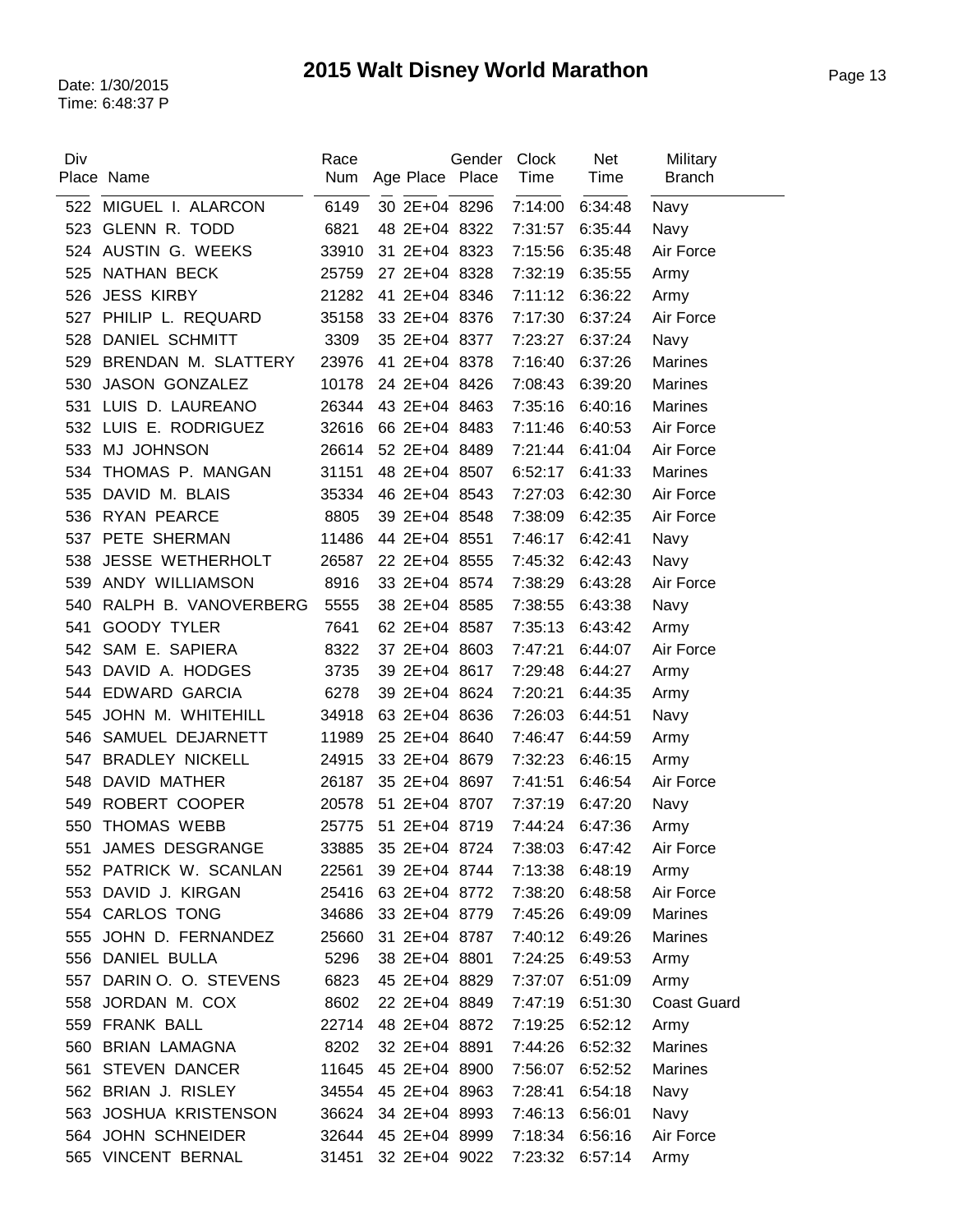# 2015 Walt Disney World Marathon

Date: 1/30/2015
Time: 6:48:37 P

| Div Place | Name | Race Num | Age | Place | Gender Place | Clock Time | Net Time | Military Branch |
|---|---|---|---|---|---|---|---|---|
| 522 | MIGUEL I. ALARCON | 6149 | 30 | 2E+04 | 8296 | 7:14:00 | 6:34:48 | Navy |
| 523 | GLENN R. TODD | 6821 | 48 | 2E+04 | 8322 | 7:31:57 | 6:35:44 | Navy |
| 524 | AUSTIN G. WEEKS | 33910 | 31 | 2E+04 | 8323 | 7:15:56 | 6:35:48 | Air Force |
| 525 | NATHAN BECK | 25759 | 27 | 2E+04 | 8328 | 7:32:19 | 6:35:55 | Army |
| 526 | JESS KIRBY | 21282 | 41 | 2E+04 | 8346 | 7:11:12 | 6:36:22 | Army |
| 527 | PHILIP L. REQUARD | 35158 | 33 | 2E+04 | 8376 | 7:17:30 | 6:37:24 | Air Force |
| 528 | DANIEL SCHMITT | 3309 | 35 | 2E+04 | 8377 | 7:23:27 | 6:37:24 | Navy |
| 529 | BRENDAN M. SLATTERY | 23976 | 41 | 2E+04 | 8378 | 7:16:40 | 6:37:26 | Marines |
| 530 | JASON GONZALEZ | 10178 | 24 | 2E+04 | 8426 | 7:08:43 | 6:39:20 | Marines |
| 531 | LUIS D. LAUREANO | 26344 | 43 | 2E+04 | 8463 | 7:35:16 | 6:40:16 | Marines |
| 532 | LUIS E. RODRIGUEZ | 32616 | 66 | 2E+04 | 8483 | 7:11:46 | 6:40:53 | Air Force |
| 533 | MJ JOHNSON | 26614 | 52 | 2E+04 | 8489 | 7:21:44 | 6:41:04 | Air Force |
| 534 | THOMAS P. MANGAN | 31151 | 48 | 2E+04 | 8507 | 6:52:17 | 6:41:33 | Marines |
| 535 | DAVID M. BLAIS | 35334 | 46 | 2E+04 | 8543 | 7:27:03 | 6:42:30 | Air Force |
| 536 | RYAN PEARCE | 8805 | 39 | 2E+04 | 8548 | 7:38:09 | 6:42:35 | Air Force |
| 537 | PETE SHERMAN | 11486 | 44 | 2E+04 | 8551 | 7:46:17 | 6:42:41 | Navy |
| 538 | JESSE WETHERHOLT | 26587 | 22 | 2E+04 | 8555 | 7:45:32 | 6:42:43 | Navy |
| 539 | ANDY WILLIAMSON | 8916 | 33 | 2E+04 | 8574 | 7:38:29 | 6:43:28 | Air Force |
| 540 | RALPH B. VANOVERBERG | 5555 | 38 | 2E+04 | 8585 | 7:38:55 | 6:43:38 | Navy |
| 541 | GOODY TYLER | 7641 | 62 | 2E+04 | 8587 | 7:35:13 | 6:43:42 | Army |
| 542 | SAM E. SAPIERA | 8322 | 37 | 2E+04 | 8603 | 7:47:21 | 6:44:07 | Air Force |
| 543 | DAVID A. HODGES | 3735 | 39 | 2E+04 | 8617 | 7:29:48 | 6:44:27 | Army |
| 544 | EDWARD GARCIA | 6278 | 39 | 2E+04 | 8624 | 7:20:21 | 6:44:35 | Army |
| 545 | JOHN M. WHITEHILL | 34918 | 63 | 2E+04 | 8636 | 7:26:03 | 6:44:51 | Navy |
| 546 | SAMUEL DEJARNETT | 11989 | 25 | 2E+04 | 8640 | 7:46:47 | 6:44:59 | Army |
| 547 | BRADLEY NICKELL | 24915 | 33 | 2E+04 | 8679 | 7:32:23 | 6:46:15 | Army |
| 548 | DAVID MATHER | 26187 | 35 | 2E+04 | 8697 | 7:41:51 | 6:46:54 | Air Force |
| 549 | ROBERT COOPER | 20578 | 51 | 2E+04 | 8707 | 7:37:19 | 6:47:20 | Navy |
| 550 | THOMAS WEBB | 25775 | 51 | 2E+04 | 8719 | 7:44:24 | 6:47:36 | Army |
| 551 | JAMES DESGRANGE | 33885 | 35 | 2E+04 | 8724 | 7:38:03 | 6:47:42 | Air Force |
| 552 | PATRICK W. SCANLAN | 22561 | 39 | 2E+04 | 8744 | 7:13:38 | 6:48:19 | Army |
| 553 | DAVID J. KIRGAN | 25416 | 63 | 2E+04 | 8772 | 7:38:20 | 6:48:58 | Air Force |
| 554 | CARLOS TONG | 34686 | 33 | 2E+04 | 8779 | 7:45:26 | 6:49:09 | Marines |
| 555 | JOHN D. FERNANDEZ | 25660 | 31 | 2E+04 | 8787 | 7:40:12 | 6:49:26 | Marines |
| 556 | DANIEL BULLA | 5296 | 38 | 2E+04 | 8801 | 7:24:25 | 6:49:53 | Army |
| 557 | DARIN O. O. STEVENS | 6823 | 45 | 2E+04 | 8829 | 7:37:07 | 6:51:09 | Army |
| 558 | JORDAN M. COX | 8602 | 22 | 2E+04 | 8849 | 7:47:19 | 6:51:30 | Coast Guard |
| 559 | FRANK BALL | 22714 | 48 | 2E+04 | 8872 | 7:19:25 | 6:52:12 | Army |
| 560 | BRIAN LAMAGNA | 8202 | 32 | 2E+04 | 8891 | 7:44:26 | 6:52:32 | Marines |
| 561 | STEVEN DANCER | 11645 | 45 | 2E+04 | 8900 | 7:56:07 | 6:52:52 | Marines |
| 562 | BRIAN J. RISLEY | 34554 | 45 | 2E+04 | 8963 | 7:28:41 | 6:54:18 | Navy |
| 563 | JOSHUA KRISTENSON | 36624 | 34 | 2E+04 | 8993 | 7:46:13 | 6:56:01 | Navy |
| 564 | JOHN SCHNEIDER | 32644 | 45 | 2E+04 | 8999 | 7:18:34 | 6:56:16 | Air Force |
| 565 | VINCENT BERNAL | 31451 | 32 | 2E+04 | 9022 | 7:23:32 | 6:57:14 | Army |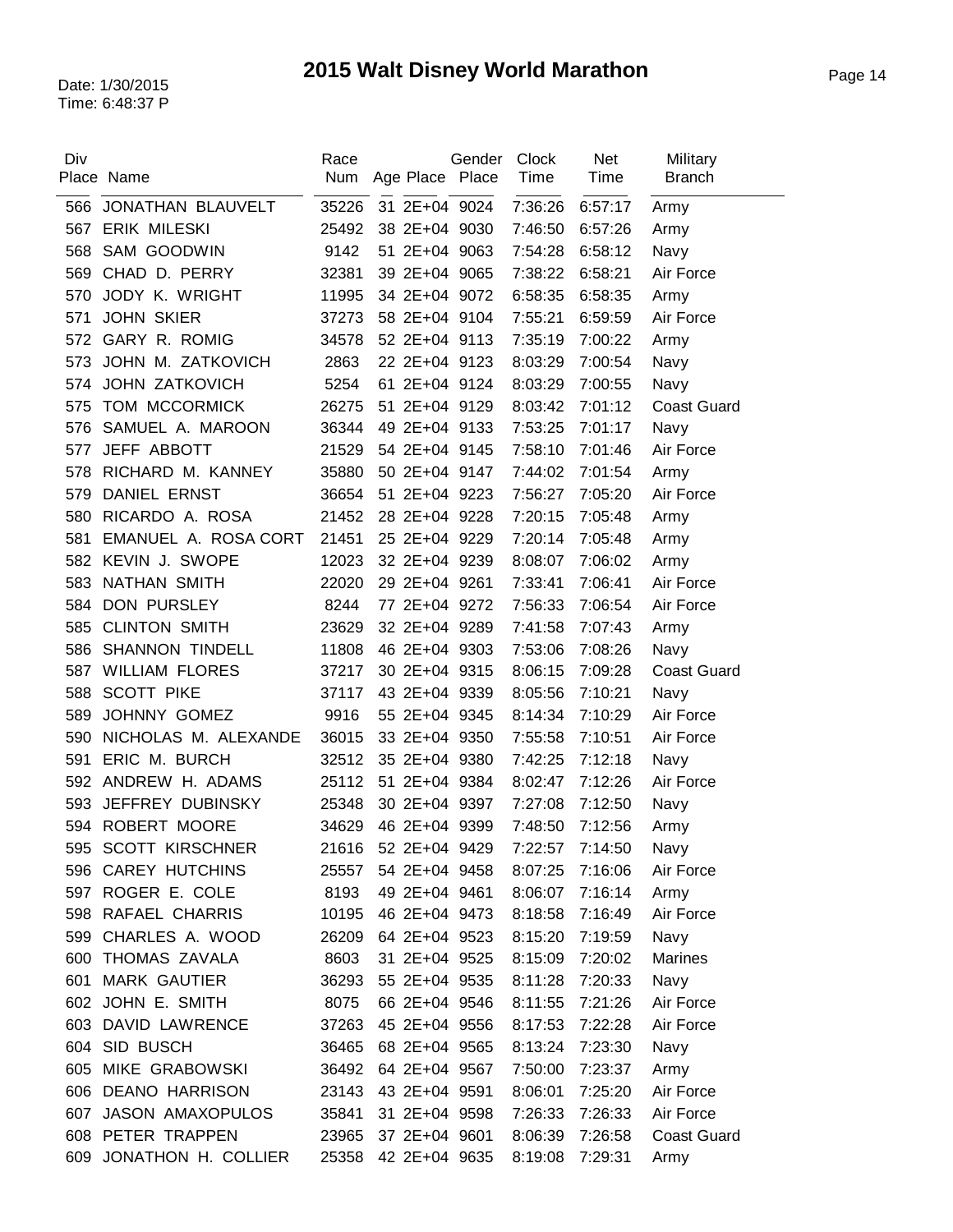# 2015 Walt Disney World Marathon

Date: 1/30/2015
Time: 6:48:37 P

| Div Place | Name | Race Num | Age | Place | Gender Place | Clock Time | Net Time | Military Branch |
|---|---|---|---|---|---|---|---|---|
| 566 | JONATHAN BLAUVELT | 35226 | 31 | 2E+04 | 9024 | 7:36:26 | 6:57:17 | Army |
| 567 | ERIK MILESKI | 25492 | 38 | 2E+04 | 9030 | 7:46:50 | 6:57:26 | Army |
| 568 | SAM GOODWIN | 9142 | 51 | 2E+04 | 9063 | 7:54:28 | 6:58:12 | Navy |
| 569 | CHAD D. PERRY | 32381 | 39 | 2E+04 | 9065 | 7:38:22 | 6:58:21 | Air Force |
| 570 | JODY K. WRIGHT | 11995 | 34 | 2E+04 | 9072 | 6:58:35 | 6:58:35 | Army |
| 571 | JOHN SKIER | 37273 | 58 | 2E+04 | 9104 | 7:55:21 | 6:59:59 | Air Force |
| 572 | GARY R. ROMIG | 34578 | 52 | 2E+04 | 9113 | 7:35:19 | 7:00:22 | Army |
| 573 | JOHN M. ZATKOVICH | 2863 | 22 | 2E+04 | 9123 | 8:03:29 | 7:00:54 | Navy |
| 574 | JOHN ZATKOVICH | 5254 | 61 | 2E+04 | 9124 | 8:03:29 | 7:00:55 | Navy |
| 575 | TOM MCCORMICK | 26275 | 51 | 2E+04 | 9129 | 8:03:42 | 7:01:12 | Coast Guard |
| 576 | SAMUEL A. MAROON | 36344 | 49 | 2E+04 | 9133 | 7:53:25 | 7:01:17 | Navy |
| 577 | JEFF ABBOTT | 21529 | 54 | 2E+04 | 9145 | 7:58:10 | 7:01:46 | Air Force |
| 578 | RICHARD M. KANNEY | 35880 | 50 | 2E+04 | 9147 | 7:44:02 | 7:01:54 | Army |
| 579 | DANIEL ERNST | 36654 | 51 | 2E+04 | 9223 | 7:56:27 | 7:05:20 | Air Force |
| 580 | RICARDO A. ROSA | 21452 | 28 | 2E+04 | 9228 | 7:20:15 | 7:05:48 | Army |
| 581 | EMANUEL A. ROSA CORT | 21451 | 25 | 2E+04 | 9229 | 7:20:14 | 7:05:48 | Army |
| 582 | KEVIN J. SWOPE | 12023 | 32 | 2E+04 | 9239 | 8:08:07 | 7:06:02 | Army |
| 583 | NATHAN SMITH | 22020 | 29 | 2E+04 | 9261 | 7:33:41 | 7:06:41 | Air Force |
| 584 | DON PURSLEY | 8244 | 77 | 2E+04 | 9272 | 7:56:33 | 7:06:54 | Air Force |
| 585 | CLINTON SMITH | 23629 | 32 | 2E+04 | 9289 | 7:41:58 | 7:07:43 | Army |
| 586 | SHANNON TINDELL | 11808 | 46 | 2E+04 | 9303 | 7:53:06 | 7:08:26 | Navy |
| 587 | WILLIAM FLORES | 37217 | 30 | 2E+04 | 9315 | 8:06:15 | 7:09:28 | Coast Guard |
| 588 | SCOTT PIKE | 37117 | 43 | 2E+04 | 9339 | 8:05:56 | 7:10:21 | Navy |
| 589 | JOHNNY GOMEZ | 9916 | 55 | 2E+04 | 9345 | 8:14:34 | 7:10:29 | Air Force |
| 590 | NICHOLAS M. ALEXANDE | 36015 | 33 | 2E+04 | 9350 | 7:55:58 | 7:10:51 | Air Force |
| 591 | ERIC M. BURCH | 32512 | 35 | 2E+04 | 9380 | 7:42:25 | 7:12:18 | Navy |
| 592 | ANDREW H. ADAMS | 25112 | 51 | 2E+04 | 9384 | 8:02:47 | 7:12:26 | Air Force |
| 593 | JEFFREY DUBINSKY | 25348 | 30 | 2E+04 | 9397 | 7:27:08 | 7:12:50 | Navy |
| 594 | ROBERT MOORE | 34629 | 46 | 2E+04 | 9399 | 7:48:50 | 7:12:56 | Army |
| 595 | SCOTT KIRSCHNER | 21616 | 52 | 2E+04 | 9429 | 7:22:57 | 7:14:50 | Navy |
| 596 | CAREY HUTCHINS | 25557 | 54 | 2E+04 | 9458 | 8:07:25 | 7:16:06 | Air Force |
| 597 | ROGER E. COLE | 8193 | 49 | 2E+04 | 9461 | 8:06:07 | 7:16:14 | Army |
| 598 | RAFAEL CHARRIS | 10195 | 46 | 2E+04 | 9473 | 8:18:58 | 7:16:49 | Air Force |
| 599 | CHARLES A. WOOD | 26209 | 64 | 2E+04 | 9523 | 8:15:20 | 7:19:59 | Navy |
| 600 | THOMAS ZAVALA | 8603 | 31 | 2E+04 | 9525 | 8:15:09 | 7:20:02 | Marines |
| 601 | MARK GAUTIER | 36293 | 55 | 2E+04 | 9535 | 8:11:28 | 7:20:33 | Navy |
| 602 | JOHN E. SMITH | 8075 | 66 | 2E+04 | 9546 | 8:11:55 | 7:21:26 | Air Force |
| 603 | DAVID LAWRENCE | 37263 | 45 | 2E+04 | 9556 | 8:17:53 | 7:22:28 | Air Force |
| 604 | SID BUSCH | 36465 | 68 | 2E+04 | 9565 | 8:13:24 | 7:23:30 | Navy |
| 605 | MIKE GRABOWSKI | 36492 | 64 | 2E+04 | 9567 | 7:50:00 | 7:23:37 | Army |
| 606 | DEANO HARRISON | 23143 | 43 | 2E+04 | 9591 | 8:06:01 | 7:25:20 | Air Force |
| 607 | JASON AMAXOPULOS | 35841 | 31 | 2E+04 | 9598 | 7:26:33 | 7:26:33 | Air Force |
| 608 | PETER TRAPPEN | 23965 | 37 | 2E+04 | 9601 | 8:06:39 | 7:26:58 | Coast Guard |
| 609 | JONATHON H. COLLIER | 25358 | 42 | 2E+04 | 9635 | 8:19:08 | 7:29:31 | Army |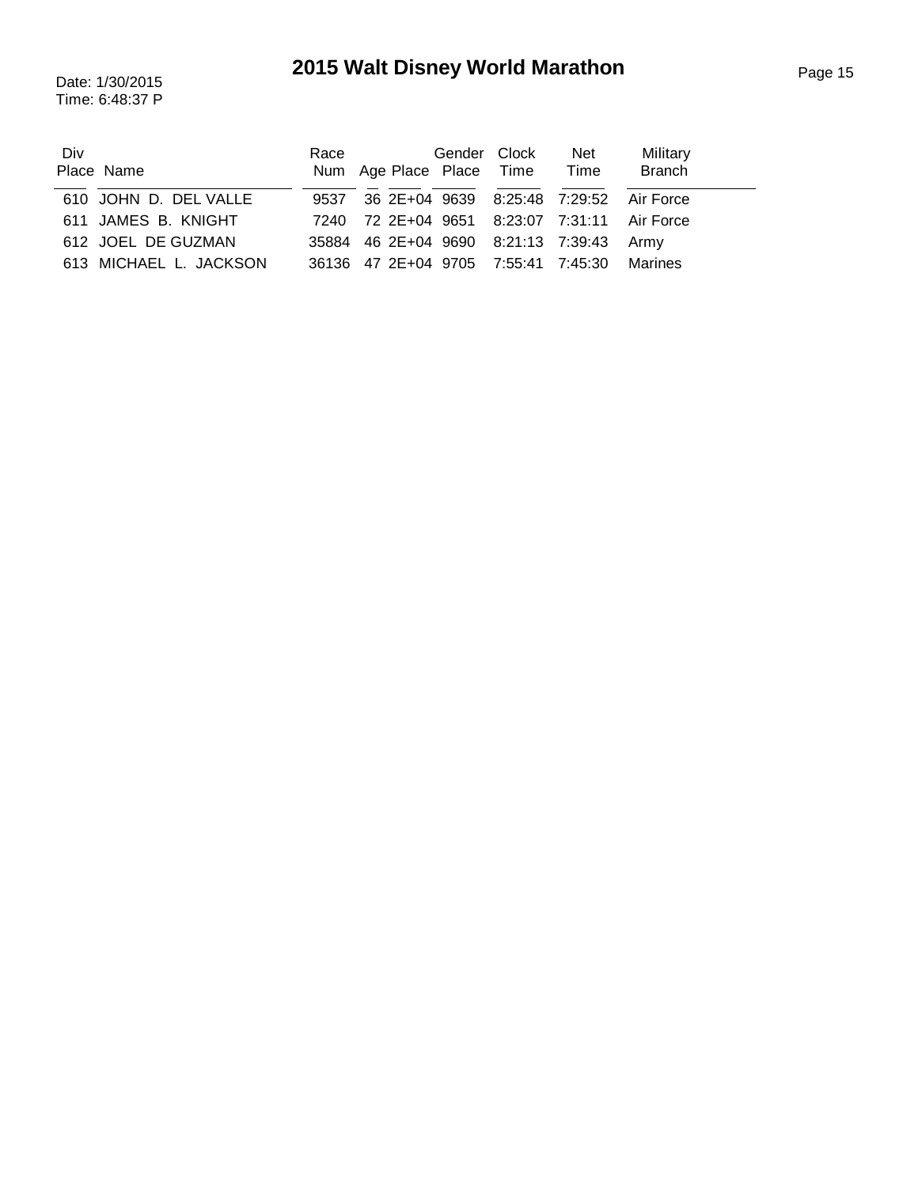# 2015 Walt Disney World Marathon

Date: 1/30/2015
Time: 6:48:37 P

| Div Place | Name | Race Num | Age | Place | Gender Place | Clock Time | Net Time | Military Branch |
|---|---|---|---|---|---|---|---|---|
| 610 | JOHN D. DEL VALLE | 9537 | 36 | 2E+04 | 9639 | 8:25:48 | 7:29:52 | Air Force |
| 611 | JAMES B. KNIGHT | 7240 | 72 | 2E+04 | 9651 | 8:23:07 | 7:31:11 | Air Force |
| 612 | JOEL DE GUZMAN | 35884 | 46 | 2E+04 | 9690 | 8:21:13 | 7:39:43 | Army |
| 613 | MICHAEL L. JACKSON | 36136 | 47 | 2E+04 | 9705 | 7:55:41 | 7:45:30 | Marines |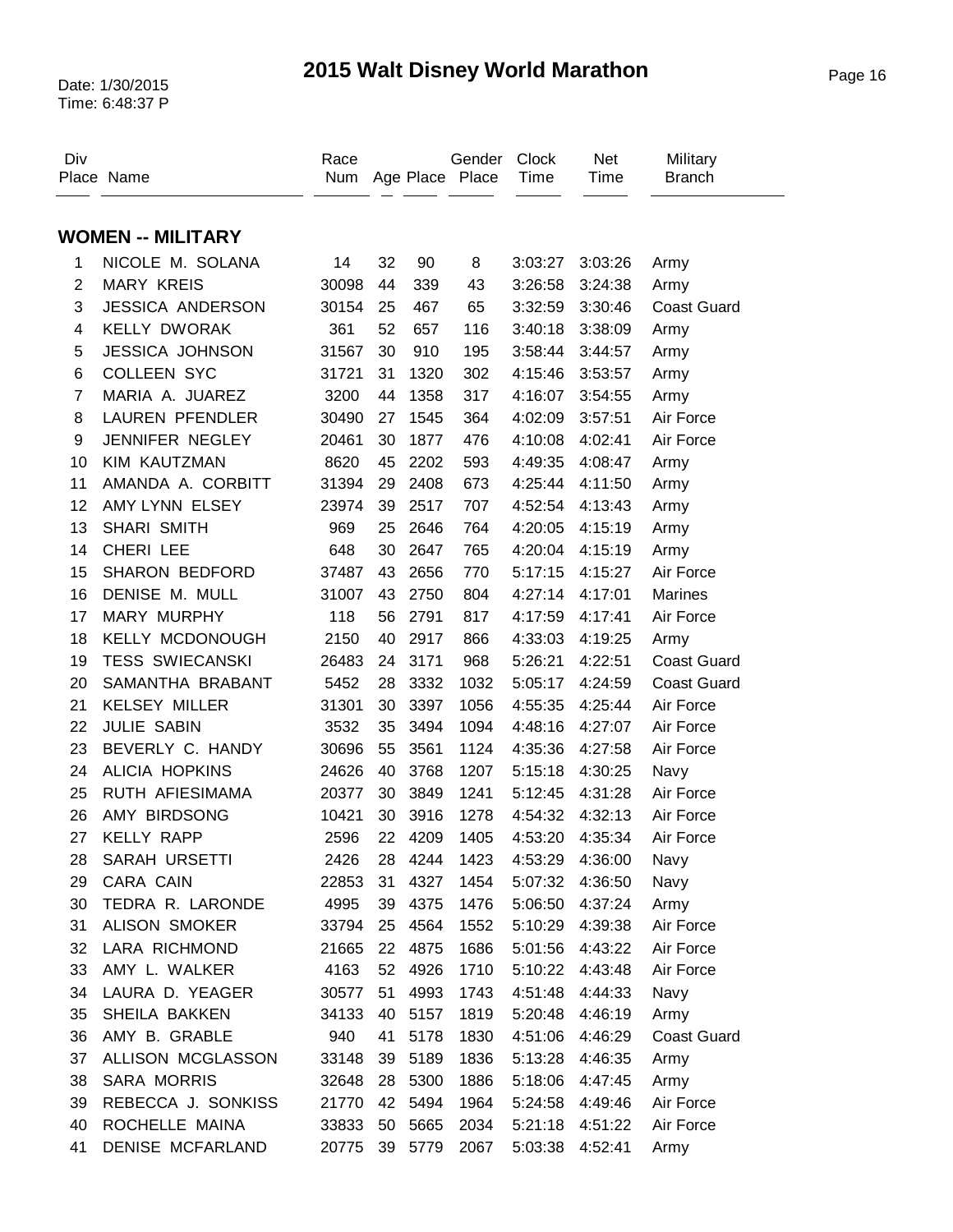# 2015 Walt Disney World Marathon

Date: 1/30/2015
Time: 6:48:37 P

## WOMEN -- MILITARY

| Div Place | Name | Race Num | Age | Place | Gender Place | Clock Time | Net Time | Military Branch |
|---|---|---|---|---|---|---|---|---|
| 1 | NICOLE M. SOLANA | 14 | 32 | 90 | 8 | 3:03:27 | 3:03:26 | Army |
| 2 | MARY KREIS | 30098 | 44 | 339 | 43 | 3:26:58 | 3:24:38 | Army |
| 3 | JESSICA ANDERSON | 30154 | 25 | 467 | 65 | 3:32:59 | 3:30:46 | Coast Guard |
| 4 | KELLY DWORAK | 361 | 52 | 657 | 116 | 3:40:18 | 3:38:09 | Army |
| 5 | JESSICA JOHNSON | 31567 | 30 | 910 | 195 | 3:58:44 | 3:44:57 | Army |
| 6 | COLLEEN SYC | 31721 | 31 | 1320 | 302 | 4:15:46 | 3:53:57 | Army |
| 7 | MARIA A. JUAREZ | 3200 | 44 | 1358 | 317 | 4:16:07 | 3:54:55 | Army |
| 8 | LAUREN PFENDLER | 30490 | 27 | 1545 | 364 | 4:02:09 | 3:57:51 | Air Force |
| 9 | JENNIFER NEGLEY | 20461 | 30 | 1877 | 476 | 4:10:08 | 4:02:41 | Air Force |
| 10 | KIM KAUTZMAN | 8620 | 45 | 2202 | 593 | 4:49:35 | 4:08:47 | Army |
| 11 | AMANDA A. CORBITT | 31394 | 29 | 2408 | 673 | 4:25:44 | 4:11:50 | Army |
| 12 | AMY LYNN ELSEY | 23974 | 39 | 2517 | 707 | 4:52:54 | 4:13:43 | Army |
| 13 | SHARI SMITH | 969 | 25 | 2646 | 764 | 4:20:05 | 4:15:19 | Army |
| 14 | CHERI LEE | 648 | 30 | 2647 | 765 | 4:20:04 | 4:15:19 | Army |
| 15 | SHARON BEDFORD | 37487 | 43 | 2656 | 770 | 5:17:15 | 4:15:27 | Air Force |
| 16 | DENISE M. MULL | 31007 | 43 | 2750 | 804 | 4:27:14 | 4:17:01 | Marines |
| 17 | MARY MURPHY | 118 | 56 | 2791 | 817 | 4:17:59 | 4:17:41 | Air Force |
| 18 | KELLY MCDONOUGH | 2150 | 40 | 2917 | 866 | 4:33:03 | 4:19:25 | Army |
| 19 | TESS SWIECANSKI | 26483 | 24 | 3171 | 968 | 5:26:21 | 4:22:51 | Coast Guard |
| 20 | SAMANTHA BRABANT | 5452 | 28 | 3332 | 1032 | 5:05:17 | 4:24:59 | Coast Guard |
| 21 | KELSEY MILLER | 31301 | 30 | 3397 | 1056 | 4:55:35 | 4:25:44 | Air Force |
| 22 | JULIE SABIN | 3532 | 35 | 3494 | 1094 | 4:48:16 | 4:27:07 | Air Force |
| 23 | BEVERLY C. HANDY | 30696 | 55 | 3561 | 1124 | 4:35:36 | 4:27:58 | Air Force |
| 24 | ALICIA HOPKINS | 24626 | 40 | 3768 | 1207 | 5:15:18 | 4:30:25 | Navy |
| 25 | RUTH AFIESIMAMA | 20377 | 30 | 3849 | 1241 | 5:12:45 | 4:31:28 | Air Force |
| 26 | AMY BIRDSONG | 10421 | 30 | 3916 | 1278 | 4:54:32 | 4:32:13 | Air Force |
| 27 | KELLY RAPP | 2596 | 22 | 4209 | 1405 | 4:53:20 | 4:35:34 | Air Force |
| 28 | SARAH URSETTI | 2426 | 28 | 4244 | 1423 | 4:53:29 | 4:36:00 | Navy |
| 29 | CARA CAIN | 22853 | 31 | 4327 | 1454 | 5:07:32 | 4:36:50 | Navy |
| 30 | TEDRA R. LARONDE | 4995 | 39 | 4375 | 1476 | 5:06:50 | 4:37:24 | Army |
| 31 | ALISON SMOKER | 33794 | 25 | 4564 | 1552 | 5:10:29 | 4:39:38 | Air Force |
| 32 | LARA RICHMOND | 21665 | 22 | 4875 | 1686 | 5:01:56 | 4:43:22 | Air Force |
| 33 | AMY L. WALKER | 4163 | 52 | 4926 | 1710 | 5:10:22 | 4:43:48 | Air Force |
| 34 | LAURA D. YEAGER | 30577 | 51 | 4993 | 1743 | 4:51:48 | 4:44:33 | Navy |
| 35 | SHEILA BAKKEN | 34133 | 40 | 5157 | 1819 | 5:20:48 | 4:46:19 | Army |
| 36 | AMY B. GRABLE | 940 | 41 | 5178 | 1830 | 4:51:06 | 4:46:29 | Coast Guard |
| 37 | ALLISON MCGLASSON | 33148 | 39 | 5189 | 1836 | 5:13:28 | 4:46:35 | Army |
| 38 | SARA MORRIS | 32648 | 28 | 5300 | 1886 | 5:18:06 | 4:47:45 | Army |
| 39 | REBECCA J. SONKISS | 21770 | 42 | 5494 | 1964 | 5:24:58 | 4:49:46 | Air Force |
| 40 | ROCHELLE MAINA | 33833 | 50 | 5665 | 2034 | 5:21:18 | 4:51:22 | Air Force |
| 41 | DENISE MCFARLAND | 20775 | 39 | 5779 | 2067 | 5:03:38 | 4:52:41 | Army |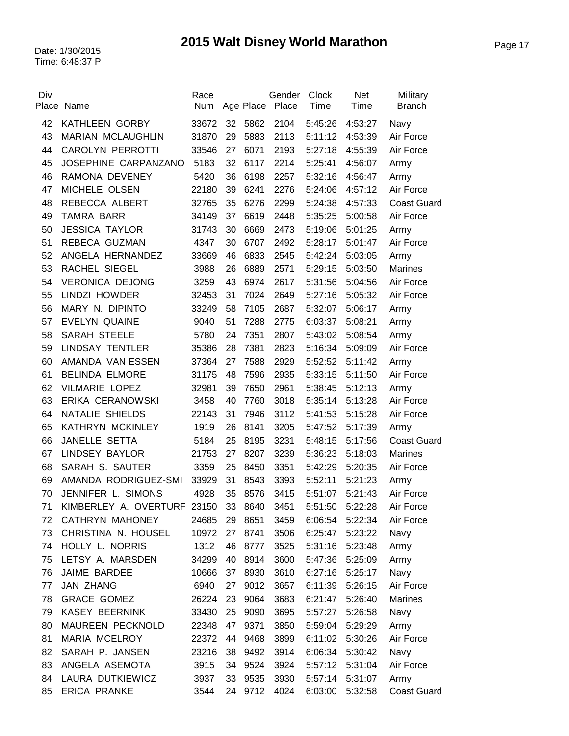# 2015 Walt Disney World Marathon

Date: 1/30/2015
Time: 6:48:37 P

| Div Place | Name | Race Num | Age | Place | Gender Place | Clock Time | Net Time | Military Branch |
|---|---|---|---|---|---|---|---|---|
| 42 | KATHLEEN GORBY | 33672 | 32 | 5862 | 2104 | 5:45:26 | 4:53:27 | Navy |
| 43 | MARIAN MCLAUGHLIN | 31870 | 29 | 5883 | 2113 | 5:11:12 | 4:53:39 | Air Force |
| 44 | CAROLYN PERROTTI | 33546 | 27 | 6071 | 2193 | 5:27:18 | 4:55:39 | Air Force |
| 45 | JOSEPHINE CARPANZANO | 5183 | 32 | 6117 | 2214 | 5:25:41 | 4:56:07 | Army |
| 46 | RAMONA DEVENEY | 5420 | 36 | 6198 | 2257 | 5:32:16 | 4:56:47 | Army |
| 47 | MICHELE OLSEN | 22180 | 39 | 6241 | 2276 | 5:24:06 | 4:57:12 | Air Force |
| 48 | REBECCA ALBERT | 32765 | 35 | 6276 | 2299 | 5:24:38 | 4:57:33 | Coast Guard |
| 49 | TAMRA BARR | 34149 | 37 | 6619 | 2448 | 5:35:25 | 5:00:58 | Air Force |
| 50 | JESSICA TAYLOR | 31743 | 30 | 6669 | 2473 | 5:19:06 | 5:01:25 | Army |
| 51 | REBECA GUZMAN | 4347 | 30 | 6707 | 2492 | 5:28:17 | 5:01:47 | Air Force |
| 52 | ANGELA HERNANDEZ | 33669 | 46 | 6833 | 2545 | 5:42:24 | 5:03:05 | Army |
| 53 | RACHEL SIEGEL | 3988 | 26 | 6889 | 2571 | 5:29:15 | 5:03:50 | Marines |
| 54 | VERONICA DEJONG | 3259 | 43 | 6974 | 2617 | 5:31:56 | 5:04:56 | Air Force |
| 55 | LINDZI HOWDER | 32453 | 31 | 7024 | 2649 | 5:27:16 | 5:05:32 | Air Force |
| 56 | MARY N. DIPINTO | 33249 | 58 | 7105 | 2687 | 5:32:07 | 5:06:17 | Army |
| 57 | EVELYN QUAINE | 9040 | 51 | 7288 | 2775 | 6:03:37 | 5:08:21 | Army |
| 58 | SARAH STEELE | 5780 | 24 | 7351 | 2807 | 5:43:02 | 5:08:54 | Army |
| 59 | LINDSAY TENTLER | 35386 | 28 | 7381 | 2823 | 5:16:34 | 5:09:09 | Air Force |
| 60 | AMANDA VAN ESSEN | 37364 | 27 | 7588 | 2929 | 5:52:52 | 5:11:42 | Army |
| 61 | BELINDA ELMORE | 31175 | 48 | 7596 | 2935 | 5:33:15 | 5:11:50 | Air Force |
| 62 | VILMARIE LOPEZ | 32981 | 39 | 7650 | 2961 | 5:38:45 | 5:12:13 | Army |
| 63 | ERIKA CERANOWSKI | 3458 | 40 | 7760 | 3018 | 5:35:14 | 5:13:28 | Air Force |
| 64 | NATALIE SHIELDS | 22143 | 31 | 7946 | 3112 | 5:41:53 | 5:15:28 | Air Force |
| 65 | KATHRYN MCKINLEY | 1919 | 26 | 8141 | 3205 | 5:47:52 | 5:17:39 | Army |
| 66 | JANELLE SETTA | 5184 | 25 | 8195 | 3231 | 5:48:15 | 5:17:56 | Coast Guard |
| 67 | LINDSEY BAYLOR | 21753 | 27 | 8207 | 3239 | 5:36:23 | 5:18:03 | Marines |
| 68 | SARAH S. SAUTER | 3359 | 25 | 8450 | 3351 | 5:42:29 | 5:20:35 | Air Force |
| 69 | AMANDA RODRIGUEZ-SMI | 33929 | 31 | 8543 | 3393 | 5:52:11 | 5:21:23 | Army |
| 70 | JENNIFER L. SIMONS | 4928 | 35 | 8576 | 3415 | 5:51:07 | 5:21:43 | Air Force |
| 71 | KIMBERLEY A. OVERTURF | 23150 | 33 | 8640 | 3451 | 5:51:50 | 5:22:28 | Air Force |
| 72 | CATHRYN MAHONEY | 24685 | 29 | 8651 | 3459 | 6:06:54 | 5:22:34 | Air Force |
| 73 | CHRISTINA N. HOUSEL | 10972 | 27 | 8741 | 3506 | 6:25:47 | 5:23:22 | Navy |
| 74 | HOLLY L. NORRIS | 1312 | 46 | 8777 | 3525 | 5:31:16 | 5:23:48 | Army |
| 75 | LETSY A. MARSDEN | 34299 | 40 | 8914 | 3600 | 5:47:36 | 5:25:09 | Army |
| 76 | JAIME BARDEE | 10666 | 37 | 8930 | 3610 | 6:27:16 | 5:25:17 | Navy |
| 77 | JAN ZHANG | 6940 | 27 | 9012 | 3657 | 6:11:39 | 5:26:15 | Air Force |
| 78 | GRACE GOMEZ | 26224 | 23 | 9064 | 3683 | 6:21:47 | 5:26:40 | Marines |
| 79 | KASEY BEERNINK | 33430 | 25 | 9090 | 3695 | 5:57:27 | 5:26:58 | Navy |
| 80 | MAUREEN PECKNOLD | 22348 | 47 | 9371 | 3850 | 5:59:04 | 5:29:29 | Army |
| 81 | MARIA MCELROY | 22372 | 44 | 9468 | 3899 | 6:11:02 | 5:30:26 | Air Force |
| 82 | SARAH P. JANSEN | 23216 | 38 | 9492 | 3914 | 6:06:34 | 5:30:42 | Navy |
| 83 | ANGELA ASEMOTA | 3915 | 34 | 9524 | 3924 | 5:57:12 | 5:31:04 | Air Force |
| 84 | LAURA DUTKIEWICZ | 3937 | 33 | 9535 | 3930 | 5:57:14 | 5:31:07 | Army |
| 85 | ERICA PRANKE | 3544 | 24 | 9712 | 4024 | 6:03:00 | 5:32:58 | Coast Guard |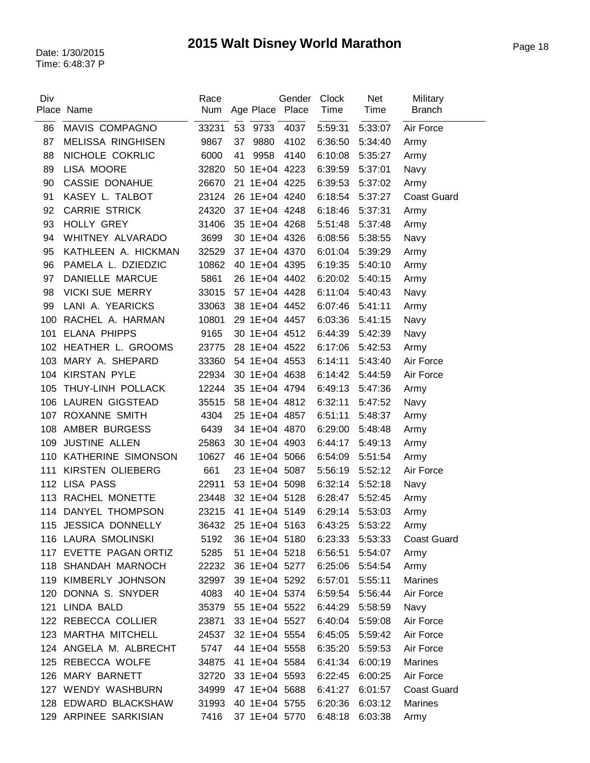# 2015 Walt Disney World Marathon

Date: 1/30/2015
Time: 6:48:37 P

| Div Place | Name | Race Num | Age | Place | Gender Place | Clock Time | Net Time | Military Branch |
|---|---|---|---|---|---|---|---|---|
| 86 | MAVIS COMPAGNO | 33231 | 53 | 9733 | 4037 | 5:59:31 | 5:33:07 | Air Force |
| 87 | MELISSA RINGHISEN | 9867 | 37 | 9880 | 4102 | 6:36:50 | 5:34:40 | Army |
| 88 | NICHOLE COKRLIC | 6000 | 41 | 9958 | 4140 | 6:10:08 | 5:35:27 | Army |
| 89 | LISA MOORE | 32820 | 50 | 1E+04 | 4223 | 6:39:59 | 5:37:01 | Navy |
| 90 | CASSIE DONAHUE | 26670 | 21 | 1E+04 | 4225 | 6:39:53 | 5:37:02 | Army |
| 91 | KASEY L. TALBOT | 23124 | 26 | 1E+04 | 4240 | 6:18:54 | 5:37:27 | Coast Guard |
| 92 | CARRIE STRICK | 24320 | 37 | 1E+04 | 4248 | 6:18:46 | 5:37:31 | Army |
| 93 | HOLLY GREY | 31406 | 35 | 1E+04 | 4268 | 5:51:48 | 5:37:48 | Army |
| 94 | WHITNEY ALVARADO | 3699 | 30 | 1E+04 | 4326 | 6:08:56 | 5:38:55 | Navy |
| 95 | KATHLEEN A. HICKMAN | 32529 | 37 | 1E+04 | 4370 | 6:01:04 | 5:39:29 | Army |
| 96 | PAMELA L. DZIEDZIC | 10862 | 40 | 1E+04 | 4395 | 6:19:35 | 5:40:10 | Army |
| 97 | DANIELLE MARCUE | 5861 | 26 | 1E+04 | 4402 | 6:20:02 | 5:40:15 | Army |
| 98 | VICKI SUE MERRY | 33015 | 57 | 1E+04 | 4428 | 6:11:04 | 5:40:43 | Navy |
| 99 | LANI A. YEARICKS | 33063 | 38 | 1E+04 | 4452 | 6:07:46 | 5:41:11 | Army |
| 100 | RACHEL A. HARMAN | 10801 | 29 | 1E+04 | 4457 | 6:03:36 | 5:41:15 | Navy |
| 101 | ELANA PHIPPS | 9165 | 30 | 1E+04 | 4512 | 6:44:39 | 5:42:39 | Navy |
| 102 | HEATHER L. GROOMS | 23775 | 28 | 1E+04 | 4522 | 6:17:06 | 5:42:53 | Army |
| 103 | MARY A. SHEPARD | 33360 | 54 | 1E+04 | 4553 | 6:14:11 | 5:43:40 | Air Force |
| 104 | KIRSTAN PYLE | 22934 | 30 | 1E+04 | 4638 | 6:14:42 | 5:44:59 | Air Force |
| 105 | THUY-LINH POLLACK | 12244 | 35 | 1E+04 | 4794 | 6:49:13 | 5:47:36 | Army |
| 106 | LAUREN GIGSTEAD | 35515 | 58 | 1E+04 | 4812 | 6:32:11 | 5:47:52 | Navy |
| 107 | ROXANNE SMITH | 4304 | 25 | 1E+04 | 4857 | 6:51:11 | 5:48:37 | Army |
| 108 | AMBER BURGESS | 6439 | 34 | 1E+04 | 4870 | 6:29:00 | 5:48:48 | Army |
| 109 | JUSTINE ALLEN | 25863 | 30 | 1E+04 | 4903 | 6:44:17 | 5:49:13 | Army |
| 110 | KATHERINE SIMONSON | 10627 | 46 | 1E+04 | 5066 | 6:54:09 | 5:51:54 | Army |
| 111 | KIRSTEN OLIEBERG | 661 | 23 | 1E+04 | 5087 | 5:56:19 | 5:52:12 | Air Force |
| 112 | LISA PASS | 22911 | 53 | 1E+04 | 5098 | 6:32:14 | 5:52:18 | Navy |
| 113 | RACHEL MONETTE | 23448 | 32 | 1E+04 | 5128 | 6:28:47 | 5:52:45 | Army |
| 114 | DANYEL THOMPSON | 23215 | 41 | 1E+04 | 5149 | 6:29:14 | 5:53:03 | Army |
| 115 | JESSICA DONNELLY | 36432 | 25 | 1E+04 | 5163 | 6:43:25 | 5:53:22 | Army |
| 116 | LAURA SMOLINSKI | 5192 | 36 | 1E+04 | 5180 | 6:23:33 | 5:53:33 | Coast Guard |
| 117 | EVETTE PAGAN ORTIZ | 5285 | 51 | 1E+04 | 5218 | 6:56:51 | 5:54:07 | Army |
| 118 | SHANDAH MARNOCH | 22232 | 36 | 1E+04 | 5277 | 6:25:06 | 5:54:54 | Army |
| 119 | KIMBERLY JOHNSON | 32997 | 39 | 1E+04 | 5292 | 6:57:01 | 5:55:11 | Marines |
| 120 | DONNA S. SNYDER | 4083 | 40 | 1E+04 | 5374 | 6:59:54 | 5:56:44 | Air Force |
| 121 | LINDA BALD | 35379 | 55 | 1E+04 | 5522 | 6:44:29 | 5:58:59 | Navy |
| 122 | REBECCA COLLIER | 23871 | 33 | 1E+04 | 5527 | 6:40:04 | 5:59:08 | Air Force |
| 123 | MARTHA MITCHELL | 24537 | 32 | 1E+04 | 5554 | 6:45:05 | 5:59:42 | Air Force |
| 124 | ANGELA M. ALBRECHT | 5747 | 44 | 1E+04 | 5558 | 6:35:20 | 5:59:53 | Air Force |
| 125 | REBECCA WOLFE | 34875 | 41 | 1E+04 | 5584 | 6:41:34 | 6:00:19 | Marines |
| 126 | MARY BARNETT | 32720 | 33 | 1E+04 | 5593 | 6:22:45 | 6:00:25 | Air Force |
| 127 | WENDY WASHBURN | 34999 | 47 | 1E+04 | 5688 | 6:41:27 | 6:01:57 | Coast Guard |
| 128 | EDWARD BLACKSHAW | 31993 | 40 | 1E+04 | 5755 | 6:20:36 | 6:03:12 | Marines |
| 129 | ARPINEE SARKISIAN | 7416 | 37 | 1E+04 | 5770 | 6:48:18 | 6:03:38 | Army |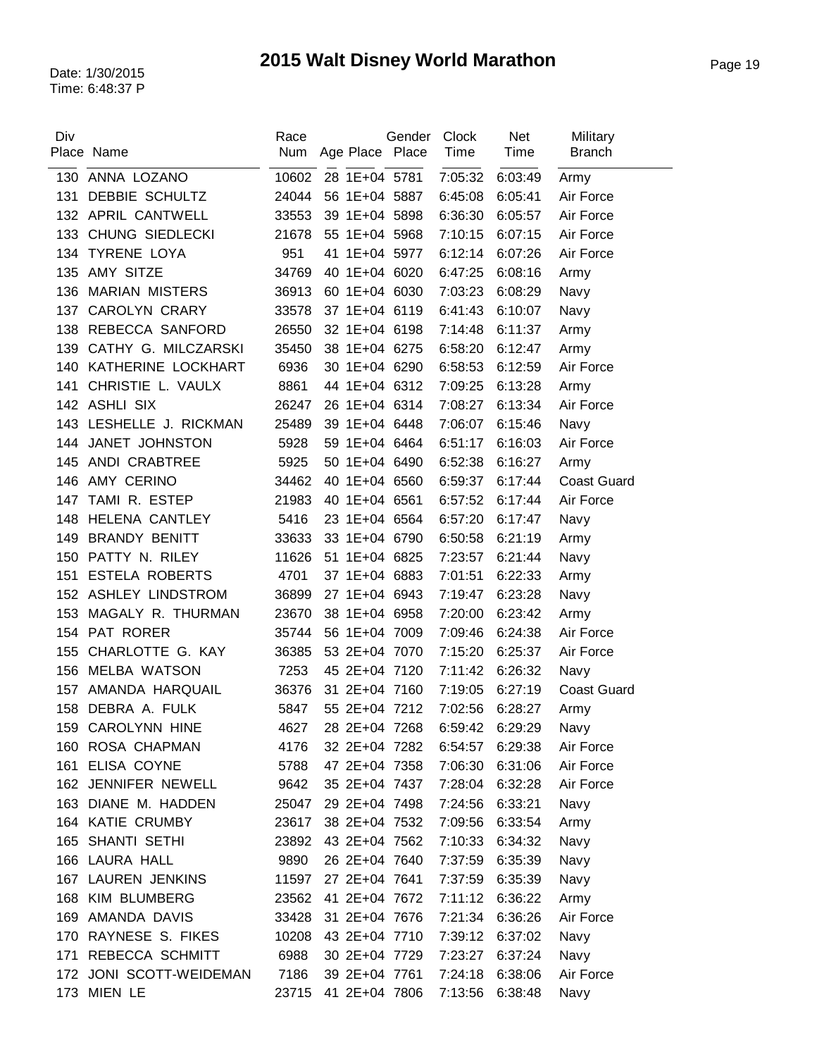# 2015 Walt Disney World Marathon

Date: 1/30/2015
Time: 6:48:37 P

| Div Place | Name | Race Num | Age | Place | Gender Place | Clock Time | Net Time | Military Branch |
|---|---|---|---|---|---|---|---|---|
| 130 | ANNA LOZANO | 10602 | 28 | 1E+04 | 5781 | 7:05:32 | 6:03:49 | Army |
| 131 | DEBBIE SCHULTZ | 24044 | 56 | 1E+04 | 5887 | 6:45:08 | 6:05:41 | Air Force |
| 132 | APRIL CANTWELL | 33553 | 39 | 1E+04 | 5898 | 6:36:30 | 6:05:57 | Air Force |
| 133 | CHUNG SIEDLECKI | 21678 | 55 | 1E+04 | 5968 | 7:10:15 | 6:07:15 | Air Force |
| 134 | TYRENE LOYA | 951 | 41 | 1E+04 | 5977 | 6:12:14 | 6:07:26 | Air Force |
| 135 | AMY SITZE | 34769 | 40 | 1E+04 | 6020 | 6:47:25 | 6:08:16 | Army |
| 136 | MARIAN MISTERS | 36913 | 60 | 1E+04 | 6030 | 7:03:23 | 6:08:29 | Navy |
| 137 | CAROLYN CRARY | 33578 | 37 | 1E+04 | 6119 | 6:41:43 | 6:10:07 | Navy |
| 138 | REBECCA SANFORD | 26550 | 32 | 1E+04 | 6198 | 7:14:48 | 6:11:37 | Army |
| 139 | CATHY G. MILCZARSKI | 35450 | 38 | 1E+04 | 6275 | 6:58:20 | 6:12:47 | Army |
| 140 | KATHERINE LOCKHART | 6936 | 30 | 1E+04 | 6290 | 6:58:53 | 6:12:59 | Air Force |
| 141 | CHRISTIE L. VAULX | 8861 | 44 | 1E+04 | 6312 | 7:09:25 | 6:13:28 | Army |
| 142 | ASHLI SIX | 26247 | 26 | 1E+04 | 6314 | 7:08:27 | 6:13:34 | Air Force |
| 143 | LESHELLE J. RICKMAN | 25489 | 39 | 1E+04 | 6448 | 7:06:07 | 6:15:46 | Navy |
| 144 | JANET JOHNSTON | 5928 | 59 | 1E+04 | 6464 | 6:51:17 | 6:16:03 | Air Force |
| 145 | ANDI CRABTREE | 5925 | 50 | 1E+04 | 6490 | 6:52:38 | 6:16:27 | Army |
| 146 | AMY CERINO | 34462 | 40 | 1E+04 | 6560 | 6:59:37 | 6:17:44 | Coast Guard |
| 147 | TAMI R. ESTEP | 21983 | 40 | 1E+04 | 6561 | 6:57:52 | 6:17:44 | Air Force |
| 148 | HELENA CANTLEY | 5416 | 23 | 1E+04 | 6564 | 6:57:20 | 6:17:47 | Navy |
| 149 | BRANDY BENITT | 33633 | 33 | 1E+04 | 6790 | 6:50:58 | 6:21:19 | Army |
| 150 | PATTY N. RILEY | 11626 | 51 | 1E+04 | 6825 | 7:23:57 | 6:21:44 | Navy |
| 151 | ESTELA ROBERTS | 4701 | 37 | 1E+04 | 6883 | 7:01:51 | 6:22:33 | Army |
| 152 | ASHLEY LINDSTROM | 36899 | 27 | 1E+04 | 6943 | 7:19:47 | 6:23:28 | Navy |
| 153 | MAGALY R. THURMAN | 23670 | 38 | 1E+04 | 6958 | 7:20:00 | 6:23:42 | Army |
| 154 | PAT RORER | 35744 | 56 | 1E+04 | 7009 | 7:09:46 | 6:24:38 | Air Force |
| 155 | CHARLOTTE G. KAY | 36385 | 53 | 2E+04 | 7070 | 7:15:20 | 6:25:37 | Air Force |
| 156 | MELBA WATSON | 7253 | 45 | 2E+04 | 7120 | 7:11:42 | 6:26:32 | Navy |
| 157 | AMANDA HARQUAIL | 36376 | 31 | 2E+04 | 7160 | 7:19:05 | 6:27:19 | Coast Guard |
| 158 | DEBRA A. FULK | 5847 | 55 | 2E+04 | 7212 | 7:02:56 | 6:28:27 | Army |
| 159 | CAROLYNN HINE | 4627 | 28 | 2E+04 | 7268 | 6:59:42 | 6:29:29 | Navy |
| 160 | ROSA CHAPMAN | 4176 | 32 | 2E+04 | 7282 | 6:54:57 | 6:29:38 | Air Force |
| 161 | ELISA COYNE | 5788 | 47 | 2E+04 | 7358 | 7:06:30 | 6:31:06 | Air Force |
| 162 | JENNIFER NEWELL | 9642 | 35 | 2E+04 | 7437 | 7:28:04 | 6:32:28 | Air Force |
| 163 | DIANE M. HADDEN | 25047 | 29 | 2E+04 | 7498 | 7:24:56 | 6:33:21 | Navy |
| 164 | KATIE CRUMBY | 23617 | 38 | 2E+04 | 7532 | 7:09:56 | 6:33:54 | Army |
| 165 | SHANTI SETHI | 23892 | 43 | 2E+04 | 7562 | 7:10:33 | 6:34:32 | Navy |
| 166 | LAURA HALL | 9890 | 26 | 2E+04 | 7640 | 7:37:59 | 6:35:39 | Navy |
| 167 | LAUREN JENKINS | 11597 | 27 | 2E+04 | 7641 | 7:37:59 | 6:35:39 | Navy |
| 168 | KIM BLUMBERG | 23562 | 41 | 2E+04 | 7672 | 7:11:12 | 6:36:22 | Army |
| 169 | AMANDA DAVIS | 33428 | 31 | 2E+04 | 7676 | 7:21:34 | 6:36:26 | Air Force |
| 170 | RAYNESE S. FIKES | 10208 | 43 | 2E+04 | 7710 | 7:39:12 | 6:37:02 | Navy |
| 171 | REBECCA SCHMITT | 6988 | 30 | 2E+04 | 7729 | 7:23:27 | 6:37:24 | Navy |
| 172 | JONI SCOTT-WEIDEMAN | 7186 | 39 | 2E+04 | 7761 | 7:24:18 | 6:38:06 | Air Force |
| 173 | MIEN LE | 23715 | 41 | 2E+04 | 7806 | 7:13:56 | 6:38:48 | Navy |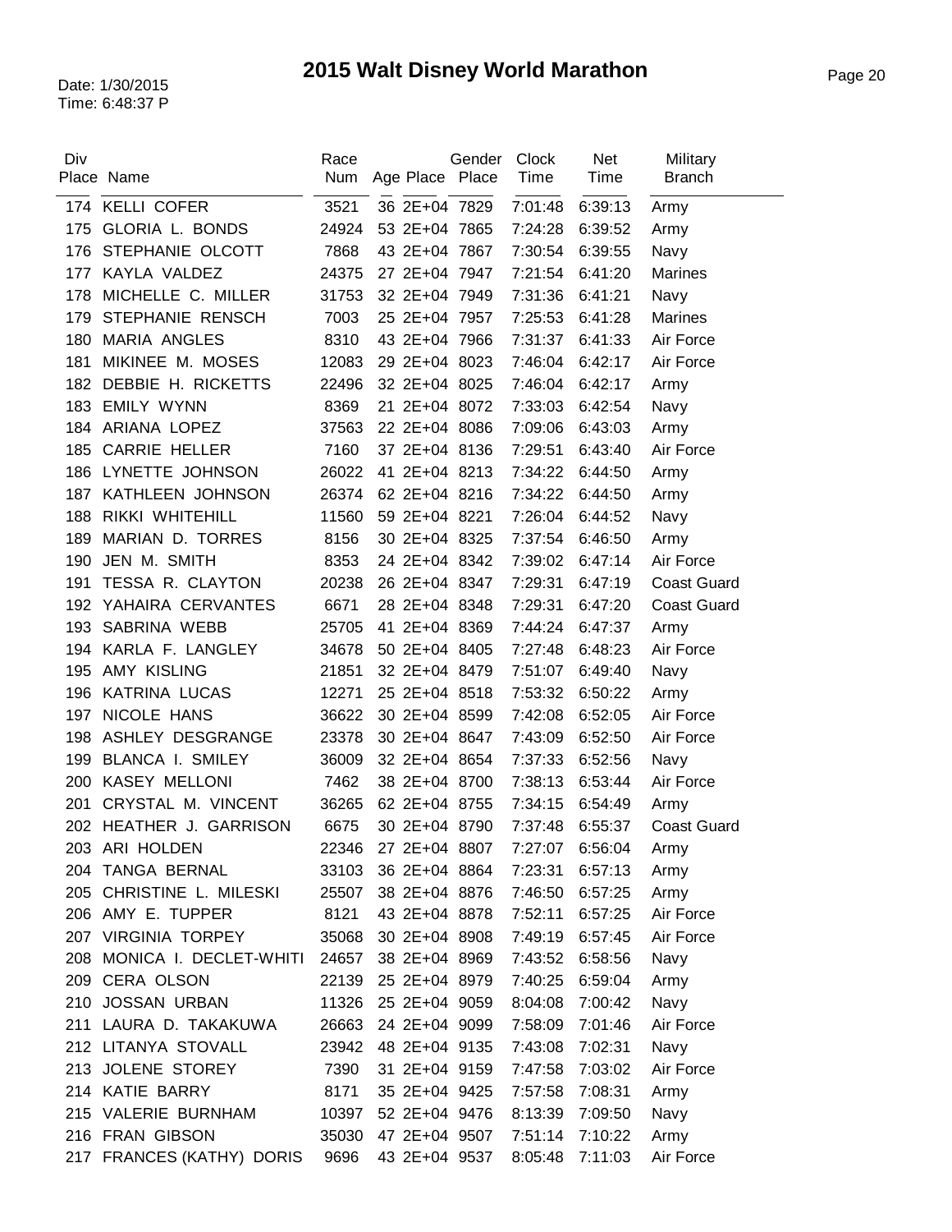# 2015 Walt Disney World Marathon

Date: 1/30/2015
Time: 6:48:37 P

| Div Place | Name | Race Num | Age | Place | Gender Place | Clock Time | Net Time | Military Branch |
|---|---|---|---|---|---|---|---|---|
| 174 | KELLI COFER | 3521 | 36 | 2E+04 | 7829 | 7:01:48 | 6:39:13 | Army |
| 175 | GLORIA L. BONDS | 24924 | 53 | 2E+04 | 7865 | 7:24:28 | 6:39:52 | Army |
| 176 | STEPHANIE OLCOTT | 7868 | 43 | 2E+04 | 7867 | 7:30:54 | 6:39:55 | Navy |
| 177 | KAYLA VALDEZ | 24375 | 27 | 2E+04 | 7947 | 7:21:54 | 6:41:20 | Marines |
| 178 | MICHELLE C. MILLER | 31753 | 32 | 2E+04 | 7949 | 7:31:36 | 6:41:21 | Navy |
| 179 | STEPHANIE RENSCH | 7003 | 25 | 2E+04 | 7957 | 7:25:53 | 6:41:28 | Marines |
| 180 | MARIA ANGLES | 8310 | 43 | 2E+04 | 7966 | 7:31:37 | 6:41:33 | Air Force |
| 181 | MIKINEE M. MOSES | 12083 | 29 | 2E+04 | 8023 | 7:46:04 | 6:42:17 | Air Force |
| 182 | DEBBIE H. RICKETTS | 22496 | 32 | 2E+04 | 8025 | 7:46:04 | 6:42:17 | Army |
| 183 | EMILY WYNN | 8369 | 21 | 2E+04 | 8072 | 7:33:03 | 6:42:54 | Navy |
| 184 | ARIANA LOPEZ | 37563 | 22 | 2E+04 | 8086 | 7:09:06 | 6:43:03 | Army |
| 185 | CARRIE HELLER | 7160 | 37 | 2E+04 | 8136 | 7:29:51 | 6:43:40 | Air Force |
| 186 | LYNETTE JOHNSON | 26022 | 41 | 2E+04 | 8213 | 7:34:22 | 6:44:50 | Army |
| 187 | KATHLEEN JOHNSON | 26374 | 62 | 2E+04 | 8216 | 7:34:22 | 6:44:50 | Army |
| 188 | RIKKI WHITEHILL | 11560 | 59 | 2E+04 | 8221 | 7:26:04 | 6:44:52 | Navy |
| 189 | MARIAN D. TORRES | 8156 | 30 | 2E+04 | 8325 | 7:37:54 | 6:46:50 | Army |
| 190 | JEN M. SMITH | 8353 | 24 | 2E+04 | 8342 | 7:39:02 | 6:47:14 | Air Force |
| 191 | TESSA R. CLAYTON | 20238 | 26 | 2E+04 | 8347 | 7:29:31 | 6:47:19 | Coast Guard |
| 192 | YAHAIRA CERVANTES | 6671 | 28 | 2E+04 | 8348 | 7:29:31 | 6:47:20 | Coast Guard |
| 193 | SABRINA WEBB | 25705 | 41 | 2E+04 | 8369 | 7:44:24 | 6:47:37 | Army |
| 194 | KARLA F. LANGLEY | 34678 | 50 | 2E+04 | 8405 | 7:27:48 | 6:48:23 | Air Force |
| 195 | AMY KISLING | 21851 | 32 | 2E+04 | 8479 | 7:51:07 | 6:49:40 | Navy |
| 196 | KATRINA LUCAS | 12271 | 25 | 2E+04 | 8518 | 7:53:32 | 6:50:22 | Army |
| 197 | NICOLE HANS | 36622 | 30 | 2E+04 | 8599 | 7:42:08 | 6:52:05 | Air Force |
| 198 | ASHLEY DESGRANGE | 23378 | 30 | 2E+04 | 8647 | 7:43:09 | 6:52:50 | Air Force |
| 199 | BLANCA I. SMILEY | 36009 | 32 | 2E+04 | 8654 | 7:37:33 | 6:52:56 | Navy |
| 200 | KASEY MELLONI | 7462 | 38 | 2E+04 | 8700 | 7:38:13 | 6:53:44 | Air Force |
| 201 | CRYSTAL M. VINCENT | 36265 | 62 | 2E+04 | 8755 | 7:34:15 | 6:54:49 | Army |
| 202 | HEATHER J. GARRISON | 6675 | 30 | 2E+04 | 8790 | 7:37:48 | 6:55:37 | Coast Guard |
| 203 | ARI HOLDEN | 22346 | 27 | 2E+04 | 8807 | 7:27:07 | 6:56:04 | Army |
| 204 | TANGA BERNAL | 33103 | 36 | 2E+04 | 8864 | 7:23:31 | 6:57:13 | Army |
| 205 | CHRISTINE L. MILESKI | 25507 | 38 | 2E+04 | 8876 | 7:46:50 | 6:57:25 | Army |
| 206 | AMY E. TUPPER | 8121 | 43 | 2E+04 | 8878 | 7:52:11 | 6:57:25 | Air Force |
| 207 | VIRGINIA TORPEY | 35068 | 30 | 2E+04 | 8908 | 7:49:19 | 6:57:45 | Air Force |
| 208 | MONICA I. DECLET-WHITI | 24657 | 38 | 2E+04 | 8969 | 7:43:52 | 6:58:56 | Navy |
| 209 | CERA OLSON | 22139 | 25 | 2E+04 | 8979 | 7:40:25 | 6:59:04 | Army |
| 210 | JOSSAN URBAN | 11326 | 25 | 2E+04 | 9059 | 8:04:08 | 7:00:42 | Navy |
| 211 | LAURA D. TAKAKUWA | 26663 | 24 | 2E+04 | 9099 | 7:58:09 | 7:01:46 | Air Force |
| 212 | LITANYA STOVALL | 23942 | 48 | 2E+04 | 9135 | 7:43:08 | 7:02:31 | Navy |
| 213 | JOLENE STOREY | 7390 | 31 | 2E+04 | 9159 | 7:47:58 | 7:03:02 | Air Force |
| 214 | KATIE BARRY | 8171 | 35 | 2E+04 | 9425 | 7:57:58 | 7:08:31 | Army |
| 215 | VALERIE BURNHAM | 10397 | 52 | 2E+04 | 9476 | 8:13:39 | 7:09:50 | Navy |
| 216 | FRAN GIBSON | 35030 | 47 | 2E+04 | 9507 | 7:51:14 | 7:10:22 | Army |
| 217 | FRANCES (KATHY) DORIS | 9696 | 43 | 2E+04 | 9537 | 8:05:48 | 7:11:03 | Air Force |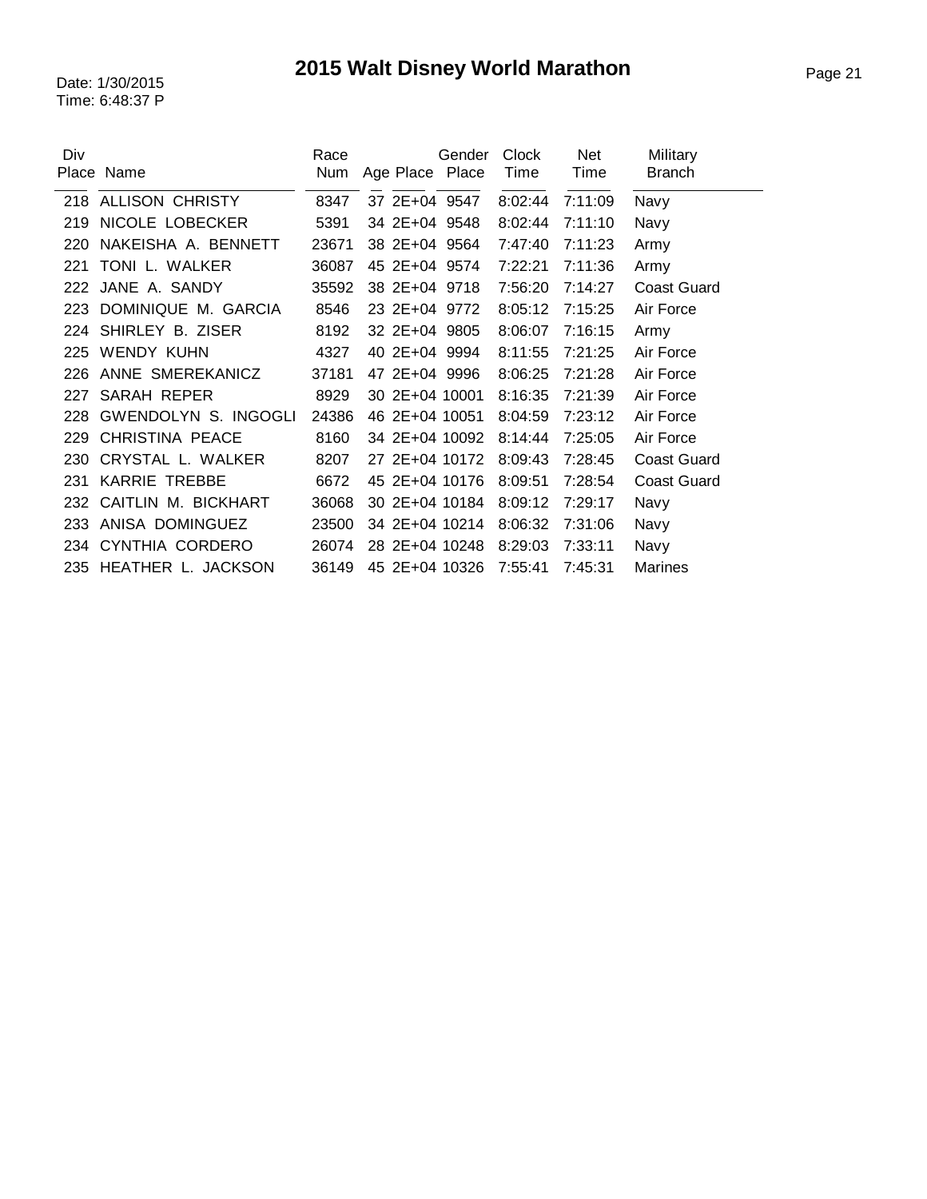# 2015 Walt Disney World Marathon

Date: 1/30/2015
Time: 6:48:37 P

| Div Place | Name | Race Num | Age | Place | Gender Place | Clock Time | Net Time | Military Branch |
|---|---|---|---|---|---|---|---|---|
| 218 | ALLISON CHRISTY | 8347 | 37 | 2E+04 | 9547 | 8:02:44 | 7:11:09 | Navy |
| 219 | NICOLE LOBECKER | 5391 | 34 | 2E+04 | 9548 | 8:02:44 | 7:11:10 | Navy |
| 220 | NAKEISHA A. BENNETT | 23671 | 38 | 2E+04 | 9564 | 7:47:40 | 7:11:23 | Army |
| 221 | TONI L. WALKER | 36087 | 45 | 2E+04 | 9574 | 7:22:21 | 7:11:36 | Army |
| 222 | JANE A. SANDY | 35592 | 38 | 2E+04 | 9718 | 7:56:20 | 7:14:27 | Coast Guard |
| 223 | DOMINIQUE M. GARCIA | 8546 | 23 | 2E+04 | 9772 | 8:05:12 | 7:15:25 | Air Force |
| 224 | SHIRLEY B. ZISER | 8192 | 32 | 2E+04 | 9805 | 8:06:07 | 7:16:15 | Army |
| 225 | WENDY KUHN | 4327 | 40 | 2E+04 | 9994 | 8:11:55 | 7:21:25 | Air Force |
| 226 | ANNE SMEREKANICZ | 37181 | 47 | 2E+04 | 9996 | 8:06:25 | 7:21:28 | Air Force |
| 227 | SARAH REPER | 8929 | 30 | 2E+04 | 10001 | 8:16:35 | 7:21:39 | Air Force |
| 228 | GWENDOLYN S. INGOGLI | 24386 | 46 | 2E+04 | 10051 | 8:04:59 | 7:23:12 | Air Force |
| 229 | CHRISTINA PEACE | 8160 | 34 | 2E+04 | 10092 | 8:14:44 | 7:25:05 | Air Force |
| 230 | CRYSTAL L. WALKER | 8207 | 27 | 2E+04 | 10172 | 8:09:43 | 7:28:45 | Coast Guard |
| 231 | KARRIE TREBBE | 6672 | 45 | 2E+04 | 10176 | 8:09:51 | 7:28:54 | Coast Guard |
| 232 | CAITLIN M. BICKHART | 36068 | 30 | 2E+04 | 10184 | 8:09:12 | 7:29:17 | Navy |
| 233 | ANISA DOMINGUEZ | 23500 | 34 | 2E+04 | 10214 | 8:06:32 | 7:31:06 | Navy |
| 234 | CYNTHIA CORDERO | 26074 | 28 | 2E+04 | 10248 | 8:29:03 | 7:33:11 | Navy |
| 235 | HEATHER L. JACKSON | 36149 | 45 | 2E+04 | 10326 | 7:55:41 | 7:45:31 | Marines |